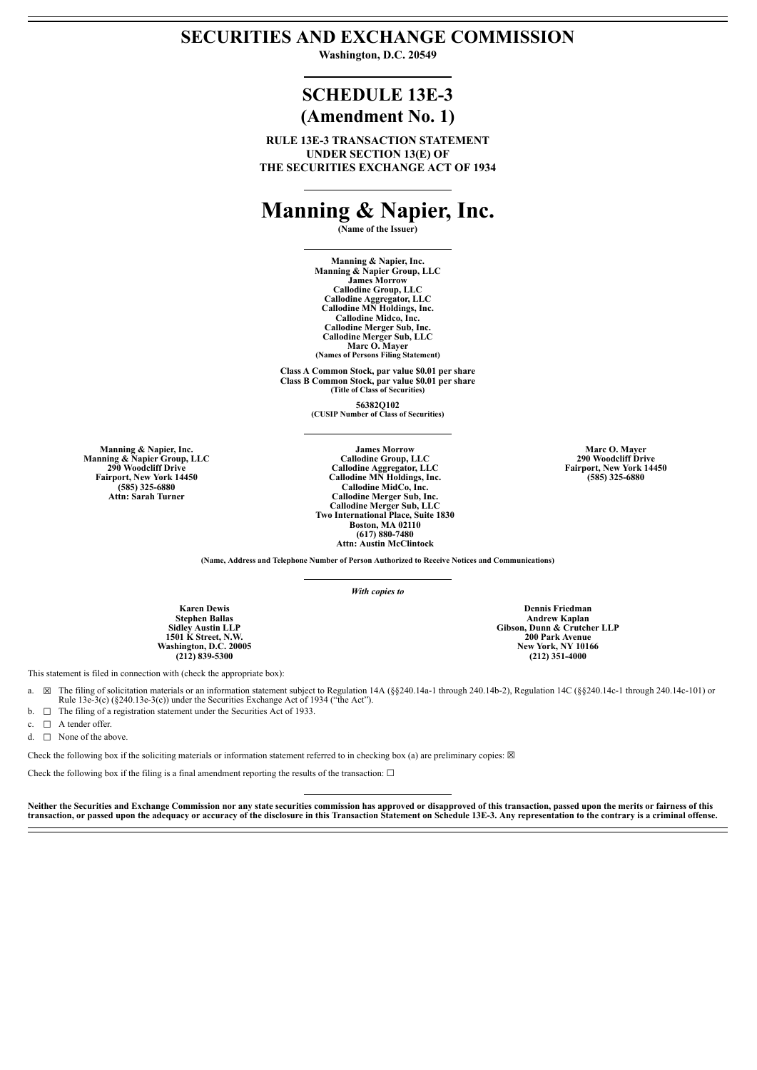# SECURITIES AND EXCHANGE COMMISSION

**Washington, D.C. 20549**

# SCHEDULE 13E-3
# (Amendment No. 1)

**RULE 13E-3 TRANSACTION STATEMENT UNDER SECTION 13(E) OF THE SECURITIES EXCHANGE ACT OF 1934**

# Manning & Napier, Inc.

**(Name of the Issuer)**

**Manning & Napier, Inc.**
**Manning & Napier Group, LLC**
**James Morrow**
**Callodine Group, LLC**
**Callodine Aggregator, LLC**
**Callodine MN Holdings, Inc.**
**Callodine Midco, Inc.**
**Callodine Merger Sub, Inc.**
**Callodine Merger Sub, LLC**
**Marc O. Mayer**
**(Names of Persons Filing Statement)**

**Class A Common Stock, par value $0.01 per share**
**Class B Common Stock, par value $0.01 per share**
**(Title of Class of Securities)**

**56382Q102**
**(CUSIP Number of Class of Securities)**

**Manning & Napier, Inc.**
**Manning & Napier Group, LLC**
**290 Woodcliff Drive**
**Fairport, New York 14450**
**(585) 325-6880**
**Attn: Sarah Turner**

**James Morrow**
**Callodine Group, LLC**
**Callodine Aggregator, LLC**
**Callodine MN Holdings, Inc.**
**Callodine MidCo, Inc.**
**Callodine Merger Sub, Inc.**
**Callodine Merger Sub, LLC**
**Two International Place, Suite 1830**
**Boston, MA 02110**
**(617) 880-7480**
**Attn: Austin McClintock**

**Marc O. Mayer**
**290 Woodcliff Drive**
**Fairport, New York 14450**
**(585) 325-6880**

**(Name, Address and Telephone Number of Person Authorized to Receive Notices and Communications)**

*With copies to*

**Karen Dewis**
**Stephen Ballas**
**Sidley Austin LLP**
**1501 K Street, N.W.**
**Washington, D.C. 20005**
**(212) 839-5300**

**Dennis Friedman**
**Andrew Kaplan**
**Gibson, Dunn & Crutcher LLP**
**200 Park Avenue**
**New York, NY 10166**
**(212) 351-4000**

This statement is filed in connection with (check the appropriate box):

a. ☒ The filing of solicitation materials or an information statement subject to Regulation 14A (§§240.14a-1 through 240.14b-2), Regulation 14C (§§240.14c-1 through 240.14c-101) or Rule 13e-3(c) (§240.13e-3(c)) under the Securities Exchange Act of 1934 ("the Act").

b. ☐ The filing of a registration statement under the Securities Act of 1933.

c. ☐ A tender offer.

d. ☐ None of the above.

Check the following box if the soliciting materials or information statement referred to in checking box (a) are preliminary copies: ☒

Check the following box if the filing is a final amendment reporting the results of the transaction: ☐

**Neither the Securities and Exchange Commission nor any state securities commission has approved or disapproved of this transaction, passed upon the merits or fairness of this transaction, or passed upon the adequacy or accuracy of the disclosure in this Transaction Statement on Schedule 13E-3. Any representation to the contrary is a criminal offense.**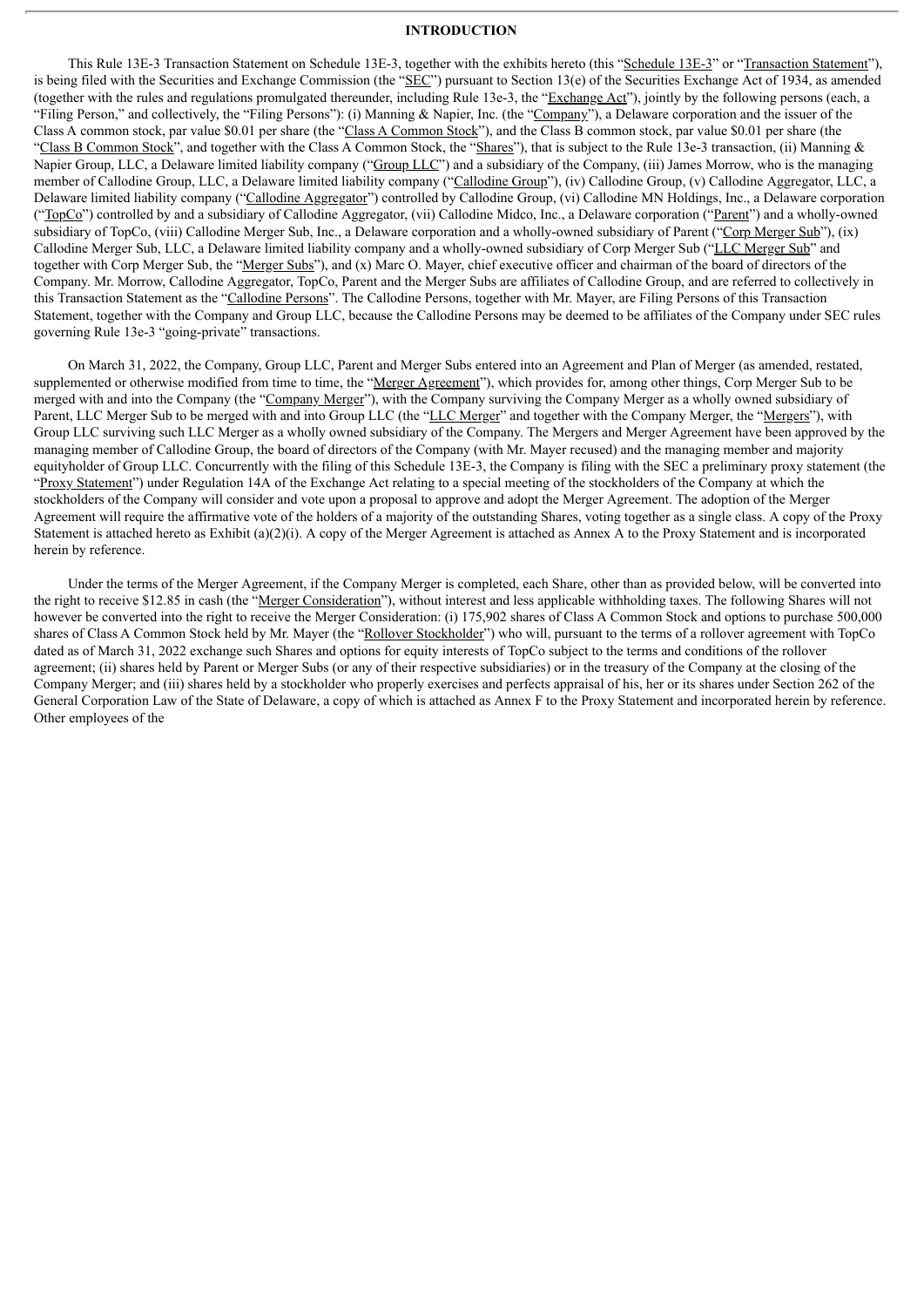## INTRODUCTION

This Rule 13E-3 Transaction Statement on Schedule 13E-3, together with the exhibits hereto (this "Schedule 13E-3" or "Transaction Statement"), is being filed with the Securities and Exchange Commission (the "SEC") pursuant to Section 13(e) of the Securities Exchange Act of 1934, as amended (together with the rules and regulations promulgated thereunder, including Rule 13e-3, the "Exchange Act"), jointly by the following persons (each, a "Filing Person," and collectively, the "Filing Persons"): (i) Manning & Napier, Inc. (the "Company"), a Delaware corporation and the issuer of the Class A common stock, par value $0.01 per share (the "Class A Common Stock"), and the Class B common stock, par value $0.01 per share (the "Class B Common Stock", and together with the Class A Common Stock, the "Shares"), that is subject to the Rule 13e-3 transaction, (ii) Manning & Napier Group, LLC, a Delaware limited liability company ("Group LLC") and a subsidiary of the Company, (iii) James Morrow, who is the managing member of Callodine Group, LLC, a Delaware limited liability company ("Callodine Group"), (iv) Callodine Group, (v) Callodine Aggregator, LLC, a Delaware limited liability company ("Callodine Aggregator") controlled by Callodine Group, (vi) Callodine MN Holdings, Inc., a Delaware corporation ("TopCo") controlled by and a subsidiary of Callodine Aggregator, (vii) Callodine Midco, Inc., a Delaware corporation ("Parent") and a wholly-owned subsidiary of TopCo, (viii) Callodine Merger Sub, Inc., a Delaware corporation and a wholly-owned subsidiary of Parent ("Corp Merger Sub"), (ix) Callodine Merger Sub, LLC, a Delaware limited liability company and a wholly-owned subsidiary of Corp Merger Sub ("LLC Merger Sub" and together with Corp Merger Sub, the "Merger Subs"), and (x) Marc O. Mayer, chief executive officer and chairman of the board of directors of the Company. Mr. Morrow, Callodine Aggregator, TopCo, Parent and the Merger Subs are affiliates of Callodine Group, and are referred to collectively in this Transaction Statement as the "Callodine Persons". The Callodine Persons, together with Mr. Mayer, are Filing Persons of this Transaction Statement, together with the Company and Group LLC, because the Callodine Persons may be deemed to be affiliates of the Company under SEC rules governing Rule 13e-3 "going-private" transactions.

On March 31, 2022, the Company, Group LLC, Parent and Merger Subs entered into an Agreement and Plan of Merger (as amended, restated, supplemented or otherwise modified from time to time, the "Merger Agreement"), which provides for, among other things, Corp Merger Sub to be merged with and into the Company (the "Company Merger"), with the Company surviving the Company Merger as a wholly owned subsidiary of Parent, LLC Merger Sub to be merged with and into Group LLC (the "LLC Merger" and together with the Company Merger, the "Mergers"), with Group LLC surviving such LLC Merger as a wholly owned subsidiary of the Company. The Mergers and Merger Agreement have been approved by the managing member of Callodine Group, the board of directors of the Company (with Mr. Mayer recused) and the managing member and majority equityholder of Group LLC. Concurrently with the filing of this Schedule 13E-3, the Company is filing with the SEC a preliminary proxy statement (the "Proxy Statement") under Regulation 14A of the Exchange Act relating to a special meeting of the stockholders of the Company at which the stockholders of the Company will consider and vote upon a proposal to approve and adopt the Merger Agreement. The adoption of the Merger Agreement will require the affirmative vote of the holders of a majority of the outstanding Shares, voting together as a single class. A copy of the Proxy Statement is attached hereto as Exhibit (a)(2)(i). A copy of the Merger Agreement is attached as Annex A to the Proxy Statement and is incorporated herein by reference.

Under the terms of the Merger Agreement, if the Company Merger is completed, each Share, other than as provided below, will be converted into the right to receive $12.85 in cash (the "Merger Consideration"), without interest and less applicable withholding taxes. The following Shares will not however be converted into the right to receive the Merger Consideration: (i) 175,902 shares of Class A Common Stock and options to purchase 500,000 shares of Class A Common Stock held by Mr. Mayer (the "Rollover Stockholder") who will, pursuant to the terms of a rollover agreement with TopCo dated as of March 31, 2022 exchange such Shares and options for equity interests of TopCo subject to the terms and conditions of the rollover agreement; (ii) shares held by Parent or Merger Subs (or any of their respective subsidiaries) or in the treasury of the Company at the closing of the Company Merger; and (iii) shares held by a stockholder who properly exercises and perfects appraisal of his, her or its shares under Section 262 of the General Corporation Law of the State of Delaware, a copy of which is attached as Annex F to the Proxy Statement and incorporated herein by reference. Other employees of the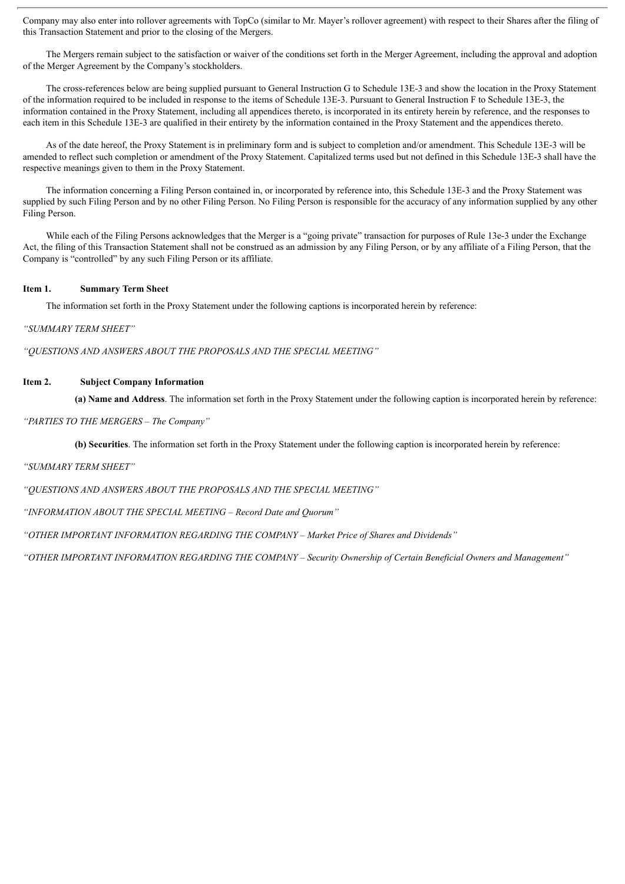Company may also enter into rollover agreements with TopCo (similar to Mr. Mayer's rollover agreement) with respect to their Shares after the filing of this Transaction Statement and prior to the closing of the Mergers.

The Mergers remain subject to the satisfaction or waiver of the conditions set forth in the Merger Agreement, including the approval and adoption of the Merger Agreement by the Company's stockholders.

The cross-references below are being supplied pursuant to General Instruction G to Schedule 13E-3 and show the location in the Proxy Statement of the information required to be included in response to the items of Schedule 13E-3. Pursuant to General Instruction F to Schedule 13E-3, the information contained in the Proxy Statement, including all appendices thereto, is incorporated in its entirety herein by reference, and the responses to each item in this Schedule 13E-3 are qualified in their entirety by the information contained in the Proxy Statement and the appendices thereto.

As of the date hereof, the Proxy Statement is in preliminary form and is subject to completion and/or amendment. This Schedule 13E-3 will be amended to reflect such completion or amendment of the Proxy Statement. Capitalized terms used but not defined in this Schedule 13E-3 shall have the respective meanings given to them in the Proxy Statement.

The information concerning a Filing Person contained in, or incorporated by reference into, this Schedule 13E-3 and the Proxy Statement was supplied by such Filing Person and by no other Filing Person. No Filing Person is responsible for the accuracy of any information supplied by any other Filing Person.

While each of the Filing Persons acknowledges that the Merger is a "going private" transaction for purposes of Rule 13e-3 under the Exchange Act, the filing of this Transaction Statement shall not be construed as an admission by any Filing Person, or by any affiliate of a Filing Person, that the Company is "controlled" by any such Filing Person or its affiliate.

## Item 1. Summary Term Sheet

The information set forth in the Proxy Statement under the following captions is incorporated herein by reference:

*"SUMMARY TERM SHEET"*

*"QUESTIONS AND ANSWERS ABOUT THE PROPOSALS AND THE SPECIAL MEETING"*

## Item 2. Subject Company Information

**(a) Name and Address**. The information set forth in the Proxy Statement under the following caption is incorporated herein by reference:

*"PARTIES TO THE MERGERS – The Company"*

**(b) Securities**. The information set forth in the Proxy Statement under the following caption is incorporated herein by reference:

*"SUMMARY TERM SHEET"*

*"QUESTIONS AND ANSWERS ABOUT THE PROPOSALS AND THE SPECIAL MEETING"*

*"INFORMATION ABOUT THE SPECIAL MEETING – Record Date and Quorum"*

*"OTHER IMPORTANT INFORMATION REGARDING THE COMPANY – Market Price of Shares and Dividends"*

*"OTHER IMPORTANT INFORMATION REGARDING THE COMPANY – Security Ownership of Certain Beneficial Owners and Management"*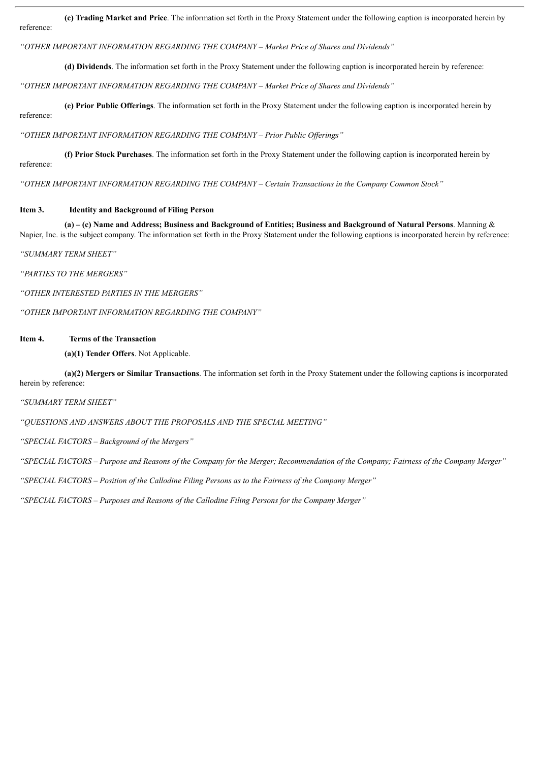**(c) Trading Market and Price**. The information set forth in the Proxy Statement under the following caption is incorporated herein by reference:

*"OTHER IMPORTANT INFORMATION REGARDING THE COMPANY – Market Price of Shares and Dividends"*

**(d) Dividends**. The information set forth in the Proxy Statement under the following caption is incorporated herein by reference:

*"OTHER IMPORTANT INFORMATION REGARDING THE COMPANY – Market Price of Shares and Dividends"*

**(e) Prior Public Offerings**. The information set forth in the Proxy Statement under the following caption is incorporated herein by reference:

*"OTHER IMPORTANT INFORMATION REGARDING THE COMPANY – Prior Public Offerings"*

**(f) Prior Stock Purchases**. The information set forth in the Proxy Statement under the following caption is incorporated herein by reference:

*"OTHER IMPORTANT INFORMATION REGARDING THE COMPANY – Certain Transactions in the Company Common Stock"*

## Item 3. Identity and Background of Filing Person

**(a) – (c) Name and Address; Business and Background of Entities; Business and Background of Natural Persons**. Manning & Napier, Inc. is the subject company. The information set forth in the Proxy Statement under the following captions is incorporated herein by reference:

*"SUMMARY TERM SHEET"*

*"PARTIES TO THE MERGERS"*

*"OTHER INTERESTED PARTIES IN THE MERGERS"*

*"OTHER IMPORTANT INFORMATION REGARDING THE COMPANY"*

## Item 4. Terms of the Transaction

**(a)(1) Tender Offers**. Not Applicable.

**(a)(2) Mergers or Similar Transactions**. The information set forth in the Proxy Statement under the following captions is incorporated herein by reference:

*"SUMMARY TERM SHEET"*

*"QUESTIONS AND ANSWERS ABOUT THE PROPOSALS AND THE SPECIAL MEETING"*

*"SPECIAL FACTORS – Background of the Mergers"*

*"SPECIAL FACTORS – Purpose and Reasons of the Company for the Merger; Recommendation of the Company; Fairness of the Company Merger"*

*"SPECIAL FACTORS – Position of the Callodine Filing Persons as to the Fairness of the Company Merger"*

*"SPECIAL FACTORS – Purposes and Reasons of the Callodine Filing Persons for the Company Merger"*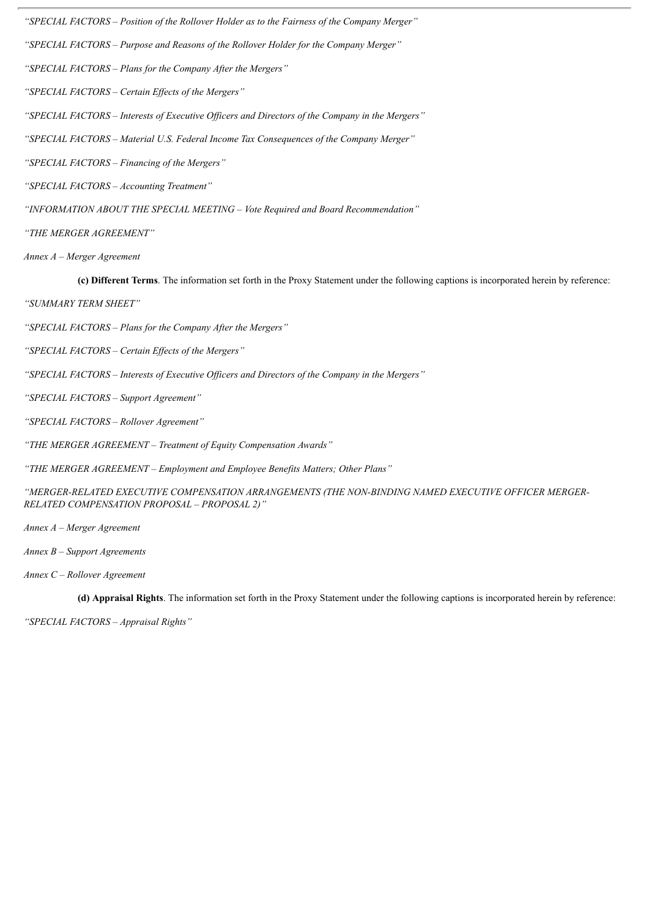*"SPECIAL FACTORS – Position of the Rollover Holder as to the Fairness of the Company Merger"*

*"SPECIAL FACTORS – Purpose and Reasons of the Rollover Holder for the Company Merger"*

*"SPECIAL FACTORS – Plans for the Company After the Mergers"*

*"SPECIAL FACTORS – Certain Effects of the Mergers"*

*"SPECIAL FACTORS – Interests of Executive Officers and Directors of the Company in the Mergers"*

*"SPECIAL FACTORS – Material U.S. Federal Income Tax Consequences of the Company Merger"*

*"SPECIAL FACTORS – Financing of the Mergers"*

*"SPECIAL FACTORS – Accounting Treatment"*

*"INFORMATION ABOUT THE SPECIAL MEETING – Vote Required and Board Recommendation"*

*"THE MERGER AGREEMENT"*

*Annex A – Merger Agreement*

**(c) Different Terms**. The information set forth in the Proxy Statement under the following captions is incorporated herein by reference:

*"SUMMARY TERM SHEET"*

*"SPECIAL FACTORS – Plans for the Company After the Mergers"*

*"SPECIAL FACTORS – Certain Effects of the Mergers"*

*"SPECIAL FACTORS – Interests of Executive Officers and Directors of the Company in the Mergers"*

*"SPECIAL FACTORS – Support Agreement"*

*"SPECIAL FACTORS – Rollover Agreement"*

*"THE MERGER AGREEMENT – Treatment of Equity Compensation Awards"*

*"THE MERGER AGREEMENT – Employment and Employee Benefits Matters; Other Plans"*

*"MERGER-RELATED EXECUTIVE COMPENSATION ARRANGEMENTS (THE NON-BINDING NAMED EXECUTIVE OFFICER MERGER-RELATED COMPENSATION PROPOSAL – PROPOSAL 2)"*

*Annex A – Merger Agreement*

*Annex B – Support Agreements*

*Annex C – Rollover Agreement*

**(d) Appraisal Rights**. The information set forth in the Proxy Statement under the following captions is incorporated herein by reference:

*"SPECIAL FACTORS – Appraisal Rights"*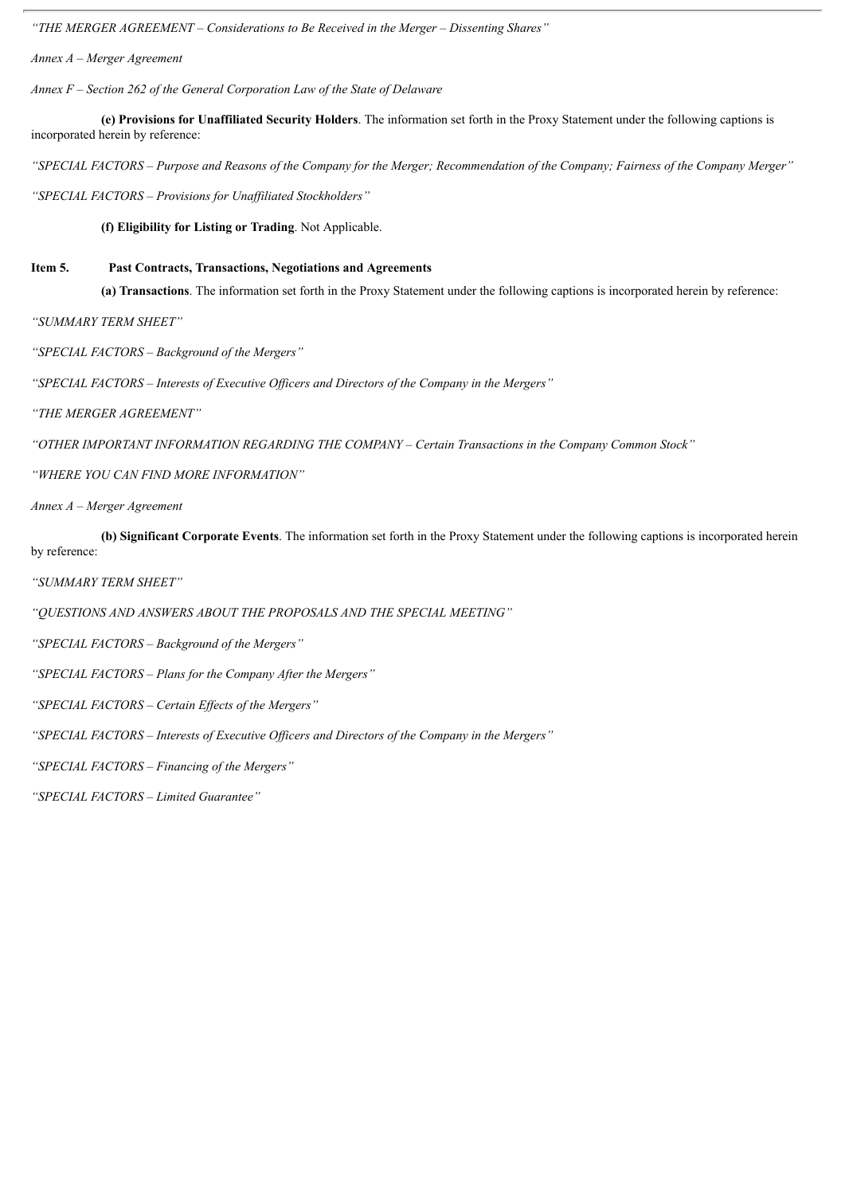*"THE MERGER AGREEMENT – Considerations to Be Received in the Merger – Dissenting Shares"*

*Annex A – Merger Agreement*

*Annex F – Section 262 of the General Corporation Law of the State of Delaware*

**(e) Provisions for Unaffiliated Security Holders**. The information set forth in the Proxy Statement under the following captions is incorporated herein by reference:

*"SPECIAL FACTORS – Purpose and Reasons of the Company for the Merger; Recommendation of the Company; Fairness of the Company Merger"*

*"SPECIAL FACTORS – Provisions for Unaffiliated Stockholders"*

**(f) Eligibility for Listing or Trading**. Not Applicable.

## Item 5. Past Contracts, Transactions, Negotiations and Agreements

**(a) Transactions**. The information set forth in the Proxy Statement under the following captions is incorporated herein by reference:

*"SUMMARY TERM SHEET"*

*"SPECIAL FACTORS – Background of the Mergers"*

*"SPECIAL FACTORS – Interests of Executive Officers and Directors of the Company in the Mergers"*

*"THE MERGER AGREEMENT"*

*"OTHER IMPORTANT INFORMATION REGARDING THE COMPANY – Certain Transactions in the Company Common Stock"*

*"WHERE YOU CAN FIND MORE INFORMATION"*

*Annex A – Merger Agreement*

**(b) Significant Corporate Events**. The information set forth in the Proxy Statement under the following captions is incorporated herein by reference:

*"SUMMARY TERM SHEET"*

*"QUESTIONS AND ANSWERS ABOUT THE PROPOSALS AND THE SPECIAL MEETING"*

*"SPECIAL FACTORS – Background of the Mergers"*

*"SPECIAL FACTORS – Plans for the Company After the Mergers"*

*"SPECIAL FACTORS – Certain Effects of the Mergers"*

*"SPECIAL FACTORS – Interests of Executive Officers and Directors of the Company in the Mergers"*

*"SPECIAL FACTORS – Financing of the Mergers"*

*"SPECIAL FACTORS – Limited Guarantee"*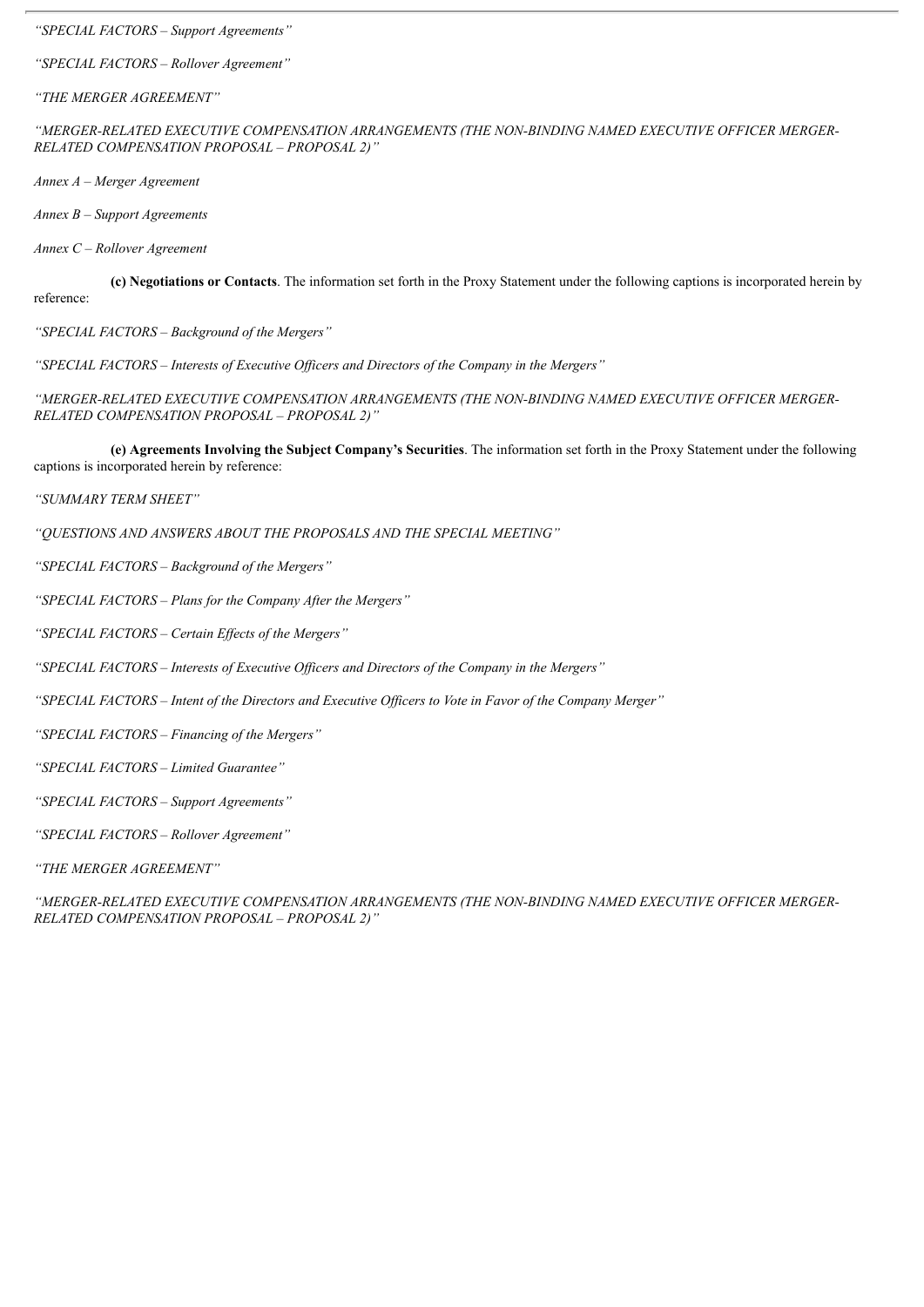*"SPECIAL FACTORS – Support Agreements"*

*"SPECIAL FACTORS – Rollover Agreement"*

*"THE MERGER AGREEMENT"*

*"MERGER-RELATED EXECUTIVE COMPENSATION ARRANGEMENTS (THE NON-BINDING NAMED EXECUTIVE OFFICER MERGER-RELATED COMPENSATION PROPOSAL – PROPOSAL 2)"*

*Annex A – Merger Agreement*

*Annex B – Support Agreements*

*Annex C – Rollover Agreement*

**(c) Negotiations or Contacts**. The information set forth in the Proxy Statement under the following captions is incorporated herein by reference:

*"SPECIAL FACTORS – Background of the Mergers"*

*"SPECIAL FACTORS – Interests of Executive Officers and Directors of the Company in the Mergers"*

*"MERGER-RELATED EXECUTIVE COMPENSATION ARRANGEMENTS (THE NON-BINDING NAMED EXECUTIVE OFFICER MERGER-RELATED COMPENSATION PROPOSAL – PROPOSAL 2)"*

**(e) Agreements Involving the Subject Company's Securities**. The information set forth in the Proxy Statement under the following captions is incorporated herein by reference:

*"SUMMARY TERM SHEET"*

*"QUESTIONS AND ANSWERS ABOUT THE PROPOSALS AND THE SPECIAL MEETING"*

*"SPECIAL FACTORS – Background of the Mergers"*

*"SPECIAL FACTORS – Plans for the Company After the Mergers"*

*"SPECIAL FACTORS – Certain Effects of the Mergers"*

*"SPECIAL FACTORS – Interests of Executive Officers and Directors of the Company in the Mergers"*

*"SPECIAL FACTORS – Intent of the Directors and Executive Officers to Vote in Favor of the Company Merger"*

*"SPECIAL FACTORS – Financing of the Mergers"*

*"SPECIAL FACTORS – Limited Guarantee"*

*"SPECIAL FACTORS – Support Agreements"*

*"SPECIAL FACTORS – Rollover Agreement"*

*"THE MERGER AGREEMENT"*

*"MERGER-RELATED EXECUTIVE COMPENSATION ARRANGEMENTS (THE NON-BINDING NAMED EXECUTIVE OFFICER MERGER-RELATED COMPENSATION PROPOSAL – PROPOSAL 2)"*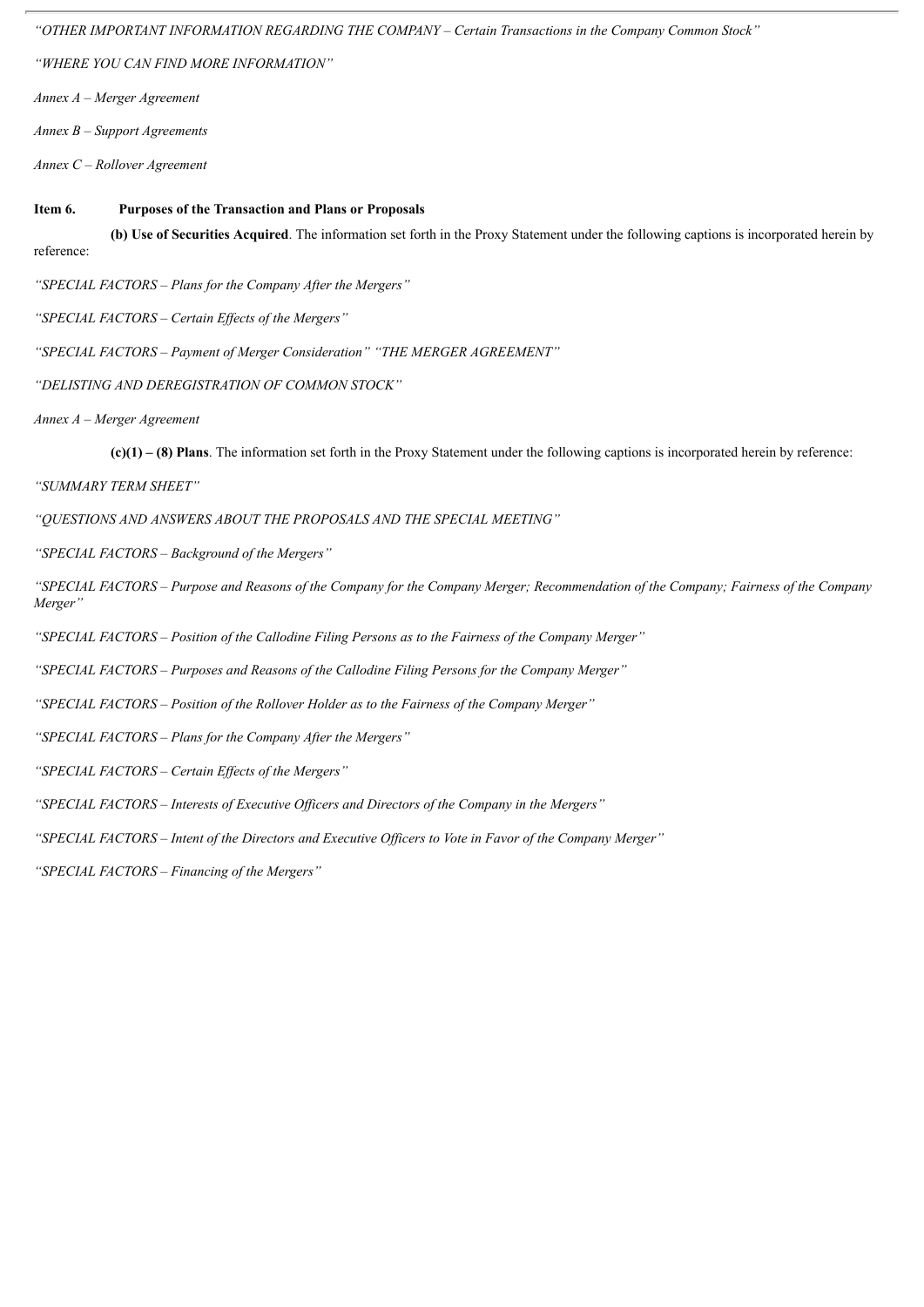*"OTHER IMPORTANT INFORMATION REGARDING THE COMPANY – Certain Transactions in the Company Common Stock"*

*"WHERE YOU CAN FIND MORE INFORMATION"*

*Annex A – Merger Agreement*

*Annex B – Support Agreements*

*Annex C – Rollover Agreement*

**Item 6. Purposes of the Transaction and Plans or Proposals**

**(b) Use of Securities Acquired**. The information set forth in the Proxy Statement under the following captions is incorporated herein by reference:

*"SPECIAL FACTORS – Plans for the Company After the Mergers"*

*"SPECIAL FACTORS – Certain Effects of the Mergers"*

*"SPECIAL FACTORS – Payment of Merger Consideration" "THE MERGER AGREEMENT"*

*"DELISTING AND DEREGISTRATION OF COMMON STOCK"*

*Annex A – Merger Agreement*

**(c)(1) – (8) Plans**. The information set forth in the Proxy Statement under the following captions is incorporated herein by reference:

*"SUMMARY TERM SHEET"*

*"QUESTIONS AND ANSWERS ABOUT THE PROPOSALS AND THE SPECIAL MEETING"*

*"SPECIAL FACTORS – Background of the Mergers"*

*"SPECIAL FACTORS – Purpose and Reasons of the Company for the Company Merger; Recommendation of the Company; Fairness of the Company Merger"*

*"SPECIAL FACTORS – Position of the Callodine Filing Persons as to the Fairness of the Company Merger"*

*"SPECIAL FACTORS – Purposes and Reasons of the Callodine Filing Persons for the Company Merger"*

*"SPECIAL FACTORS – Position of the Rollover Holder as to the Fairness of the Company Merger"*

*"SPECIAL FACTORS – Plans for the Company After the Mergers"*

*"SPECIAL FACTORS – Certain Effects of the Mergers"*

*"SPECIAL FACTORS – Interests of Executive Officers and Directors of the Company in the Mergers"*

*"SPECIAL FACTORS – Intent of the Directors and Executive Officers to Vote in Favor of the Company Merger"*

*"SPECIAL FACTORS – Financing of the Mergers"*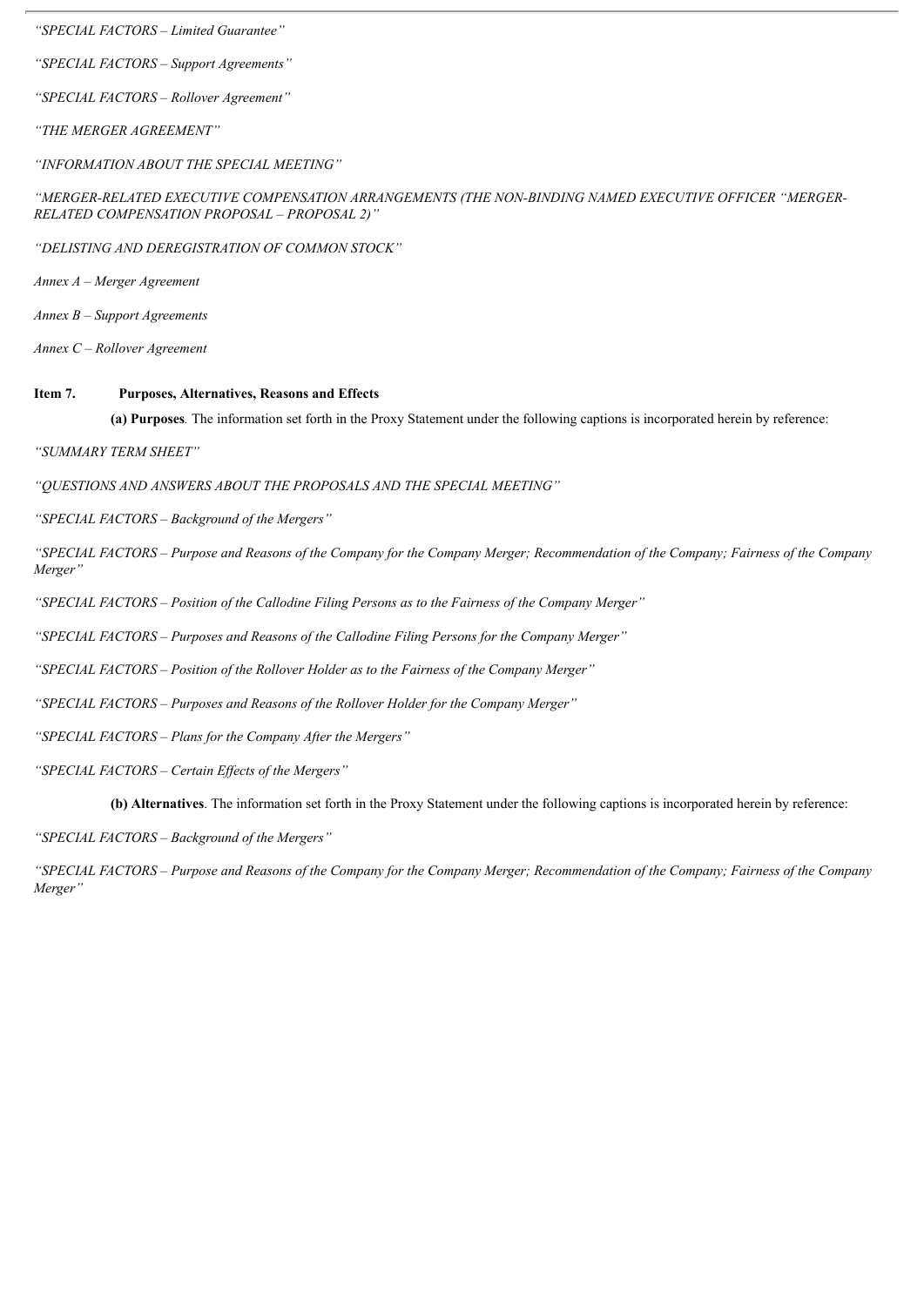*“SPECIAL FACTORS – Limited Guarantee”*

*“SPECIAL FACTORS – Support Agreements”*

*“SPECIAL FACTORS – Rollover Agreement”*

*“THE MERGER AGREEMENT”*

*“INFORMATION ABOUT THE SPECIAL MEETING”*

*“MERGER-RELATED EXECUTIVE COMPENSATION ARRANGEMENTS (THE NON-BINDING NAMED EXECUTIVE OFFICER “MERGER-RELATED COMPENSATION PROPOSAL – PROPOSAL 2)”*

*“DELISTING AND DEREGISTRATION OF COMMON STOCK”*

*Annex A – Merger Agreement*

*Annex B – Support Agreements*

*Annex C – Rollover Agreement*

**Item 7. Purposes, Alternatives, Reasons and Effects**

**(a) Purposes**. The information set forth in the Proxy Statement under the following captions is incorporated herein by reference:

*“SUMMARY TERM SHEET”*

*“QUESTIONS AND ANSWERS ABOUT THE PROPOSALS AND THE SPECIAL MEETING”*

*“SPECIAL FACTORS – Background of the Mergers”*

*“SPECIAL FACTORS – Purpose and Reasons of the Company for the Company Merger; Recommendation of the Company; Fairness of the Company Merger”*

*“SPECIAL FACTORS – Position of the Callodine Filing Persons as to the Fairness of the Company Merger”*

*“SPECIAL FACTORS – Purposes and Reasons of the Callodine Filing Persons for the Company Merger”*

*“SPECIAL FACTORS – Position of the Rollover Holder as to the Fairness of the Company Merger”*

*“SPECIAL FACTORS – Purposes and Reasons of the Rollover Holder for the Company Merger”*

*“SPECIAL FACTORS – Plans for the Company After the Mergers”*

*“SPECIAL FACTORS – Certain Effects of the Mergers”*

**(b) Alternatives**. The information set forth in the Proxy Statement under the following captions is incorporated herein by reference:

*“SPECIAL FACTORS – Background of the Mergers”*

*“SPECIAL FACTORS – Purpose and Reasons of the Company for the Company Merger; Recommendation of the Company; Fairness of the Company Merger”*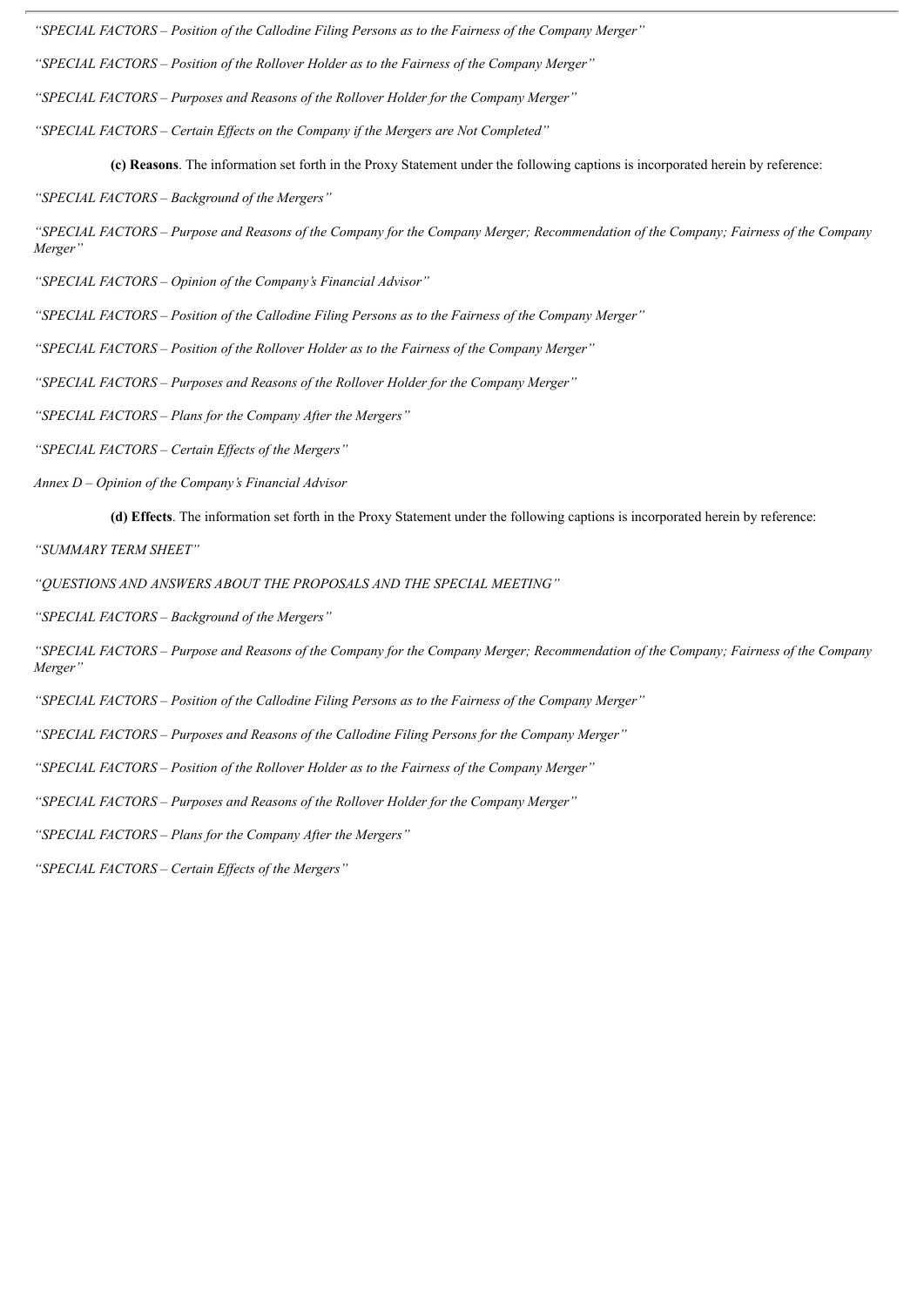*"SPECIAL FACTORS – Position of the Callodine Filing Persons as to the Fairness of the Company Merger"*

*"SPECIAL FACTORS – Position of the Rollover Holder as to the Fairness of the Company Merger"*

*"SPECIAL FACTORS – Purposes and Reasons of the Rollover Holder for the Company Merger"*

*"SPECIAL FACTORS – Certain Effects on the Company if the Mergers are Not Completed"*

**(c) Reasons**. The information set forth in the Proxy Statement under the following captions is incorporated herein by reference:

*"SPECIAL FACTORS – Background of the Mergers"*

*"SPECIAL FACTORS – Purpose and Reasons of the Company for the Company Merger; Recommendation of the Company; Fairness of the Company Merger"*

*"SPECIAL FACTORS – Opinion of the Company's Financial Advisor"*

*"SPECIAL FACTORS – Position of the Callodine Filing Persons as to the Fairness of the Company Merger"*

*"SPECIAL FACTORS – Position of the Rollover Holder as to the Fairness of the Company Merger"*

*"SPECIAL FACTORS – Purposes and Reasons of the Rollover Holder for the Company Merger"*

*"SPECIAL FACTORS – Plans for the Company After the Mergers"*

*"SPECIAL FACTORS – Certain Effects of the Mergers"*

*Annex D – Opinion of the Company's Financial Advisor*

**(d) Effects**. The information set forth in the Proxy Statement under the following captions is incorporated herein by reference:

*"SUMMARY TERM SHEET"*

*"QUESTIONS AND ANSWERS ABOUT THE PROPOSALS AND THE SPECIAL MEETING"*

*"SPECIAL FACTORS – Background of the Mergers"*

*"SPECIAL FACTORS – Purpose and Reasons of the Company for the Company Merger; Recommendation of the Company; Fairness of the Company Merger"*

*"SPECIAL FACTORS – Position of the Callodine Filing Persons as to the Fairness of the Company Merger"*

*"SPECIAL FACTORS – Purposes and Reasons of the Callodine Filing Persons for the Company Merger"*

*"SPECIAL FACTORS – Position of the Rollover Holder as to the Fairness of the Company Merger"*

*"SPECIAL FACTORS – Purposes and Reasons of the Rollover Holder for the Company Merger"*

*"SPECIAL FACTORS – Plans for the Company After the Mergers"*

*"SPECIAL FACTORS – Certain Effects of the Mergers"*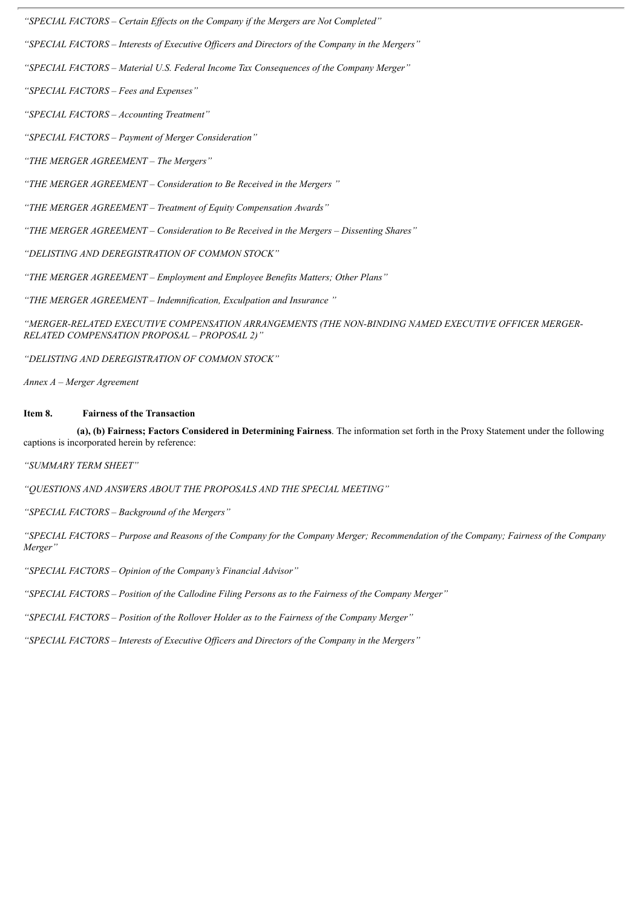*"SPECIAL FACTORS – Certain Effects on the Company if the Mergers are Not Completed"*

*"SPECIAL FACTORS – Interests of Executive Officers and Directors of the Company in the Mergers"*

*"SPECIAL FACTORS – Material U.S. Federal Income Tax Consequences of the Company Merger"*

*"SPECIAL FACTORS – Fees and Expenses"*

*"SPECIAL FACTORS – Accounting Treatment"*

*"SPECIAL FACTORS – Payment of Merger Consideration"*

*"THE MERGER AGREEMENT – The Mergers"*

*"THE MERGER AGREEMENT – Consideration to Be Received in the Mergers "*

*"THE MERGER AGREEMENT – Treatment of Equity Compensation Awards"*

*"THE MERGER AGREEMENT – Consideration to Be Received in the Mergers – Dissenting Shares"*

*"DELISTING AND DEREGISTRATION OF COMMON STOCK"*

*"THE MERGER AGREEMENT – Employment and Employee Benefits Matters; Other Plans"*

*"THE MERGER AGREEMENT – Indemnification, Exculpation and Insurance "*

*"MERGER-RELATED EXECUTIVE COMPENSATION ARRANGEMENTS (THE NON-BINDING NAMED EXECUTIVE OFFICER MERGER-RELATED COMPENSATION PROPOSAL – PROPOSAL 2)"*

*"DELISTING AND DEREGISTRATION OF COMMON STOCK"*

*Annex A – Merger Agreement*

**Item 8. Fairness of the Transaction**

**(a), (b) Fairness; Factors Considered in Determining Fairness**. The information set forth in the Proxy Statement under the following captions is incorporated herein by reference:

*"SUMMARY TERM SHEET"*

*"QUESTIONS AND ANSWERS ABOUT THE PROPOSALS AND THE SPECIAL MEETING"*

*"SPECIAL FACTORS – Background of the Mergers"*

*"SPECIAL FACTORS – Purpose and Reasons of the Company for the Company Merger; Recommendation of the Company; Fairness of the Company Merger"*

*"SPECIAL FACTORS – Opinion of the Company's Financial Advisor"*

*"SPECIAL FACTORS – Position of the Callodine Filing Persons as to the Fairness of the Company Merger"*

*"SPECIAL FACTORS – Position of the Rollover Holder as to the Fairness of the Company Merger"*

*"SPECIAL FACTORS – Interests of Executive Officers and Directors of the Company in the Mergers"*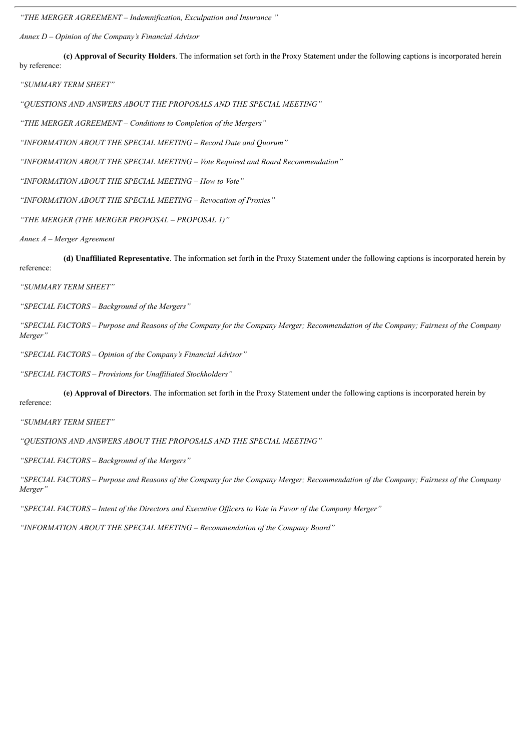*"THE MERGER AGREEMENT – Indemnification, Exculpation and Insurance "*

*Annex D – Opinion of the Company's Financial Advisor*

**(c) Approval of Security Holders**. The information set forth in the Proxy Statement under the following captions is incorporated herein by reference:

*"SUMMARY TERM SHEET"*

*"QUESTIONS AND ANSWERS ABOUT THE PROPOSALS AND THE SPECIAL MEETING"*

*"THE MERGER AGREEMENT – Conditions to Completion of the Mergers"*

*"INFORMATION ABOUT THE SPECIAL MEETING – Record Date and Quorum"*

*"INFORMATION ABOUT THE SPECIAL MEETING – Vote Required and Board Recommendation"*

*"INFORMATION ABOUT THE SPECIAL MEETING – How to Vote"*

*"INFORMATION ABOUT THE SPECIAL MEETING – Revocation of Proxies"*

*"THE MERGER (THE MERGER PROPOSAL – PROPOSAL 1)"*

*Annex A – Merger Agreement*

**(d) Unaffiliated Representative**. The information set forth in the Proxy Statement under the following captions is incorporated herein by reference:

*"SUMMARY TERM SHEET"*

*"SPECIAL FACTORS – Background of the Mergers"*

*"SPECIAL FACTORS – Purpose and Reasons of the Company for the Company Merger; Recommendation of the Company; Fairness of the Company Merger"*

*"SPECIAL FACTORS – Opinion of the Company's Financial Advisor"*

*"SPECIAL FACTORS – Provisions for Unaffiliated Stockholders"*

**(e) Approval of Directors**. The information set forth in the Proxy Statement under the following captions is incorporated herein by reference:

*"SUMMARY TERM SHEET"*

*"QUESTIONS AND ANSWERS ABOUT THE PROPOSALS AND THE SPECIAL MEETING"*

*"SPECIAL FACTORS – Background of the Mergers"*

*"SPECIAL FACTORS – Purpose and Reasons of the Company for the Company Merger; Recommendation of the Company; Fairness of the Company Merger"*

*"SPECIAL FACTORS – Intent of the Directors and Executive Officers to Vote in Favor of the Company Merger"*

*"INFORMATION ABOUT THE SPECIAL MEETING – Recommendation of the Company Board"*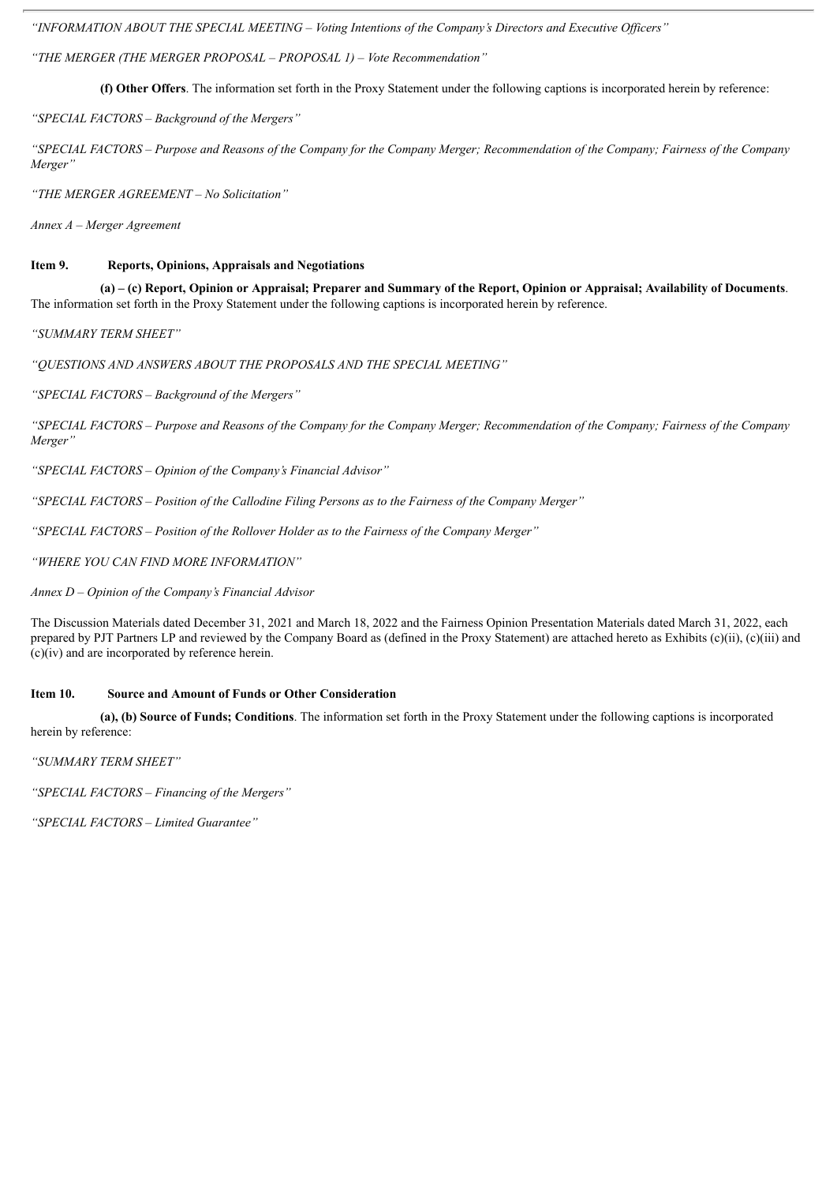*"INFORMATION ABOUT THE SPECIAL MEETING – Voting Intentions of the Company's Directors and Executive Officers"*

*"THE MERGER (THE MERGER PROPOSAL – PROPOSAL 1) – Vote Recommendation"*

**(f) Other Offers**. The information set forth in the Proxy Statement under the following captions is incorporated herein by reference:

*"SPECIAL FACTORS – Background of the Mergers"*

*"SPECIAL FACTORS – Purpose and Reasons of the Company for the Company Merger; Recommendation of the Company; Fairness of the Company Merger"*

*"THE MERGER AGREEMENT – No Solicitation"*

*Annex A – Merger Agreement*

## Item 9. Reports, Opinions, Appraisals and Negotiations

**(a) – (c) Report, Opinion or Appraisal; Preparer and Summary of the Report, Opinion or Appraisal; Availability of Documents**. The information set forth in the Proxy Statement under the following captions is incorporated herein by reference.

*"SUMMARY TERM SHEET"*

*"QUESTIONS AND ANSWERS ABOUT THE PROPOSALS AND THE SPECIAL MEETING"*

*"SPECIAL FACTORS – Background of the Mergers"*

*"SPECIAL FACTORS – Purpose and Reasons of the Company for the Company Merger; Recommendation of the Company; Fairness of the Company Merger"*

*"SPECIAL FACTORS – Opinion of the Company's Financial Advisor"*

*"SPECIAL FACTORS – Position of the Callodine Filing Persons as to the Fairness of the Company Merger"*

*"SPECIAL FACTORS – Position of the Rollover Holder as to the Fairness of the Company Merger"*

*"WHERE YOU CAN FIND MORE INFORMATION"*

*Annex D – Opinion of the Company's Financial Advisor*

The Discussion Materials dated December 31, 2021 and March 18, 2022 and the Fairness Opinion Presentation Materials dated March 31, 2022, each prepared by PJT Partners LP and reviewed by the Company Board as (defined in the Proxy Statement) are attached hereto as Exhibits (c)(ii), (c)(iii) and (c)(iv) and are incorporated by reference herein.

## Item 10. Source and Amount of Funds or Other Consideration

**(a), (b) Source of Funds; Conditions**. The information set forth in the Proxy Statement under the following captions is incorporated herein by reference:

*"SUMMARY TERM SHEET"*

*"SPECIAL FACTORS – Financing of the Mergers"*

*"SPECIAL FACTORS – Limited Guarantee"*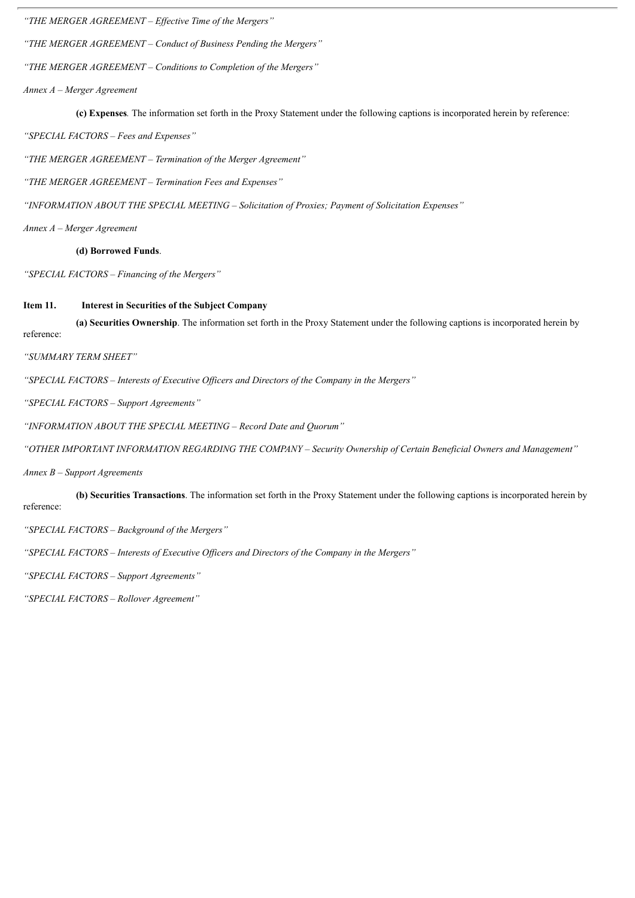*"THE MERGER AGREEMENT – Effective Time of the Mergers"*

*"THE MERGER AGREEMENT – Conduct of Business Pending the Mergers"*

*"THE MERGER AGREEMENT – Conditions to Completion of the Mergers"*

*Annex A – Merger Agreement*

**(c) Expenses**. The information set forth in the Proxy Statement under the following captions is incorporated herein by reference:

*"SPECIAL FACTORS – Fees and Expenses"*

*"THE MERGER AGREEMENT – Termination of the Merger Agreement"*

*"THE MERGER AGREEMENT – Termination Fees and Expenses"*

*"INFORMATION ABOUT THE SPECIAL MEETING – Solicitation of Proxies; Payment of Solicitation Expenses"*

*Annex A – Merger Agreement*

**(d) Borrowed Funds**.

*"SPECIAL FACTORS – Financing of the Mergers"*

## Item 11. Interest in Securities of the Subject Company

**(a) Securities Ownership**. The information set forth in the Proxy Statement under the following captions is incorporated herein by reference:

*"SUMMARY TERM SHEET"*

*"SPECIAL FACTORS – Interests of Executive Officers and Directors of the Company in the Mergers"*

*"SPECIAL FACTORS – Support Agreements"*

*"INFORMATION ABOUT THE SPECIAL MEETING – Record Date and Quorum"*

*"OTHER IMPORTANT INFORMATION REGARDING THE COMPANY – Security Ownership of Certain Beneficial Owners and Management"*

*Annex B – Support Agreements*

**(b) Securities Transactions**. The information set forth in the Proxy Statement under the following captions is incorporated herein by reference:

*"SPECIAL FACTORS – Background of the Mergers"*

*"SPECIAL FACTORS – Interests of Executive Officers and Directors of the Company in the Mergers"*

*"SPECIAL FACTORS – Support Agreements"*

*"SPECIAL FACTORS – Rollover Agreement"*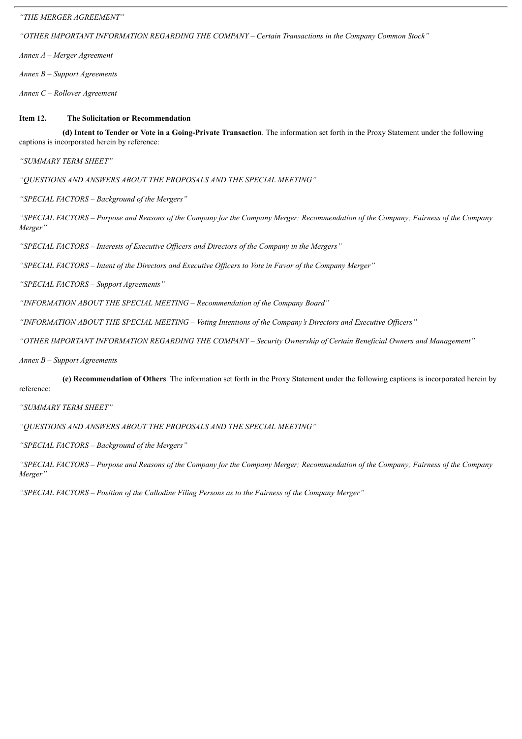*"THE MERGER AGREEMENT"*

*"OTHER IMPORTANT INFORMATION REGARDING THE COMPANY – Certain Transactions in the Company Common Stock"*

*Annex A – Merger Agreement*

*Annex B – Support Agreements*

*Annex C – Rollover Agreement*

### Item 12. The Solicitation or Recommendation

**(d) Intent to Tender or Vote in a Going-Private Transaction**. The information set forth in the Proxy Statement under the following captions is incorporated herein by reference:

*"SUMMARY TERM SHEET"*

*"QUESTIONS AND ANSWERS ABOUT THE PROPOSALS AND THE SPECIAL MEETING"*

*"SPECIAL FACTORS – Background of the Mergers"*

*"SPECIAL FACTORS – Purpose and Reasons of the Company for the Company Merger; Recommendation of the Company; Fairness of the Company Merger"*

*"SPECIAL FACTORS – Interests of Executive Officers and Directors of the Company in the Mergers"*

*"SPECIAL FACTORS – Intent of the Directors and Executive Officers to Vote in Favor of the Company Merger"*

*"SPECIAL FACTORS – Support Agreements"*

*"INFORMATION ABOUT THE SPECIAL MEETING – Recommendation of the Company Board"*

*"INFORMATION ABOUT THE SPECIAL MEETING – Voting Intentions of the Company's Directors and Executive Officers"*

*"OTHER IMPORTANT INFORMATION REGARDING THE COMPANY – Security Ownership of Certain Beneficial Owners and Management"*

*Annex B – Support Agreements*

**(e) Recommendation of Others**. The information set forth in the Proxy Statement under the following captions is incorporated herein by reference:

*"SUMMARY TERM SHEET"*

*"QUESTIONS AND ANSWERS ABOUT THE PROPOSALS AND THE SPECIAL MEETING"*

*"SPECIAL FACTORS – Background of the Mergers"*

*"SPECIAL FACTORS – Purpose and Reasons of the Company for the Company Merger; Recommendation of the Company; Fairness of the Company Merger"*

*"SPECIAL FACTORS – Position of the Callodine Filing Persons as to the Fairness of the Company Merger"*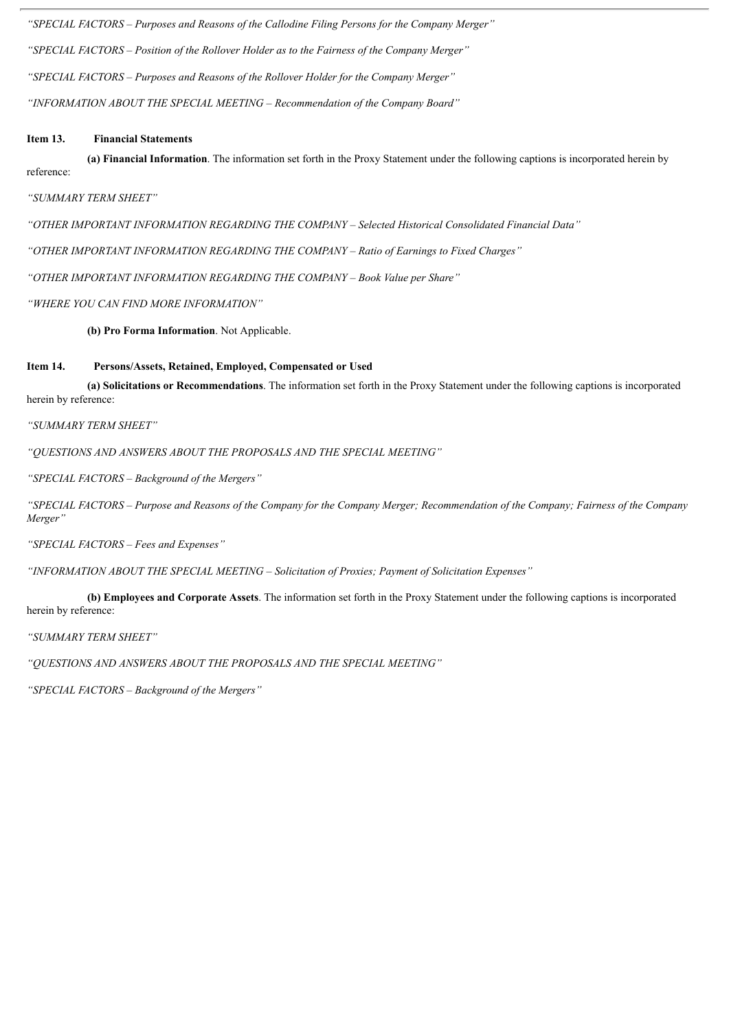*"SPECIAL FACTORS – Purposes and Reasons of the Callodine Filing Persons for the Company Merger"*

*"SPECIAL FACTORS – Position of the Rollover Holder as to the Fairness of the Company Merger"*

*"SPECIAL FACTORS – Purposes and Reasons of the Rollover Holder for the Company Merger"*

*"INFORMATION ABOUT THE SPECIAL MEETING – Recommendation of the Company Board"*

**Item 13. Financial Statements**

**(a) Financial Information**. The information set forth in the Proxy Statement under the following captions is incorporated herein by reference:

*"SUMMARY TERM SHEET"*

*"OTHER IMPORTANT INFORMATION REGARDING THE COMPANY – Selected Historical Consolidated Financial Data"*

*"OTHER IMPORTANT INFORMATION REGARDING THE COMPANY – Ratio of Earnings to Fixed Charges"*

*"OTHER IMPORTANT INFORMATION REGARDING THE COMPANY – Book Value per Share"*

*"WHERE YOU CAN FIND MORE INFORMATION"*

**(b) Pro Forma Information**. Not Applicable.

**Item 14. Persons/Assets, Retained, Employed, Compensated or Used**

**(a) Solicitations or Recommendations**. The information set forth in the Proxy Statement under the following captions is incorporated herein by reference:

*"SUMMARY TERM SHEET"*

*"QUESTIONS AND ANSWERS ABOUT THE PROPOSALS AND THE SPECIAL MEETING"*

*"SPECIAL FACTORS – Background of the Mergers"*

*"SPECIAL FACTORS – Purpose and Reasons of the Company for the Company Merger; Recommendation of the Company; Fairness of the Company Merger"*

*"SPECIAL FACTORS – Fees and Expenses"*

*"INFORMATION ABOUT THE SPECIAL MEETING – Solicitation of Proxies; Payment of Solicitation Expenses"*

**(b) Employees and Corporate Assets**. The information set forth in the Proxy Statement under the following captions is incorporated herein by reference:

*"SUMMARY TERM SHEET"*

*"QUESTIONS AND ANSWERS ABOUT THE PROPOSALS AND THE SPECIAL MEETING"*

*"SPECIAL FACTORS – Background of the Mergers"*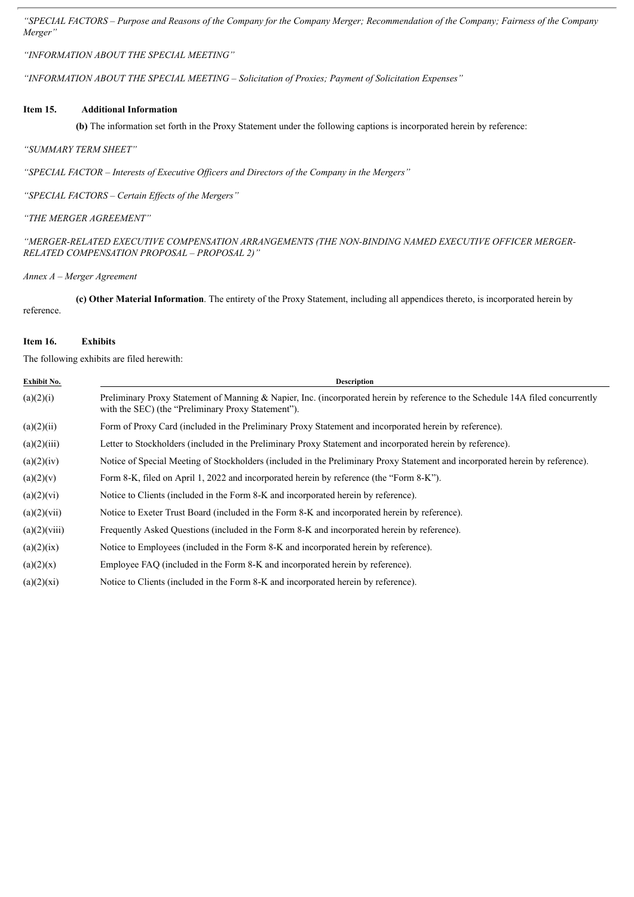*"SPECIAL FACTORS – Purpose and Reasons of the Company for the Company Merger; Recommendation of the Company; Fairness of the Company Merger"*

*"INFORMATION ABOUT THE SPECIAL MEETING"*

*"INFORMATION ABOUT THE SPECIAL MEETING – Solicitation of Proxies; Payment of Solicitation Expenses"*

### Item 15. Additional Information

**(b)** The information set forth in the Proxy Statement under the following captions is incorporated herein by reference:

*"SUMMARY TERM SHEET"*

*"SPECIAL FACTOR – Interests of Executive Officers and Directors of the Company in the Mergers"*

*"SPECIAL FACTORS – Certain Effects of the Mergers"*

*"THE MERGER AGREEMENT"*

*"MERGER-RELATED EXECUTIVE COMPENSATION ARRANGEMENTS (THE NON-BINDING NAMED EXECUTIVE OFFICER MERGER-RELATED COMPENSATION PROPOSAL – PROPOSAL 2)"*

*Annex A – Merger Agreement*

**(c) Other Material Information**. The entirety of the Proxy Statement, including all appendices thereto, is incorporated herein by reference.

### Item 16. Exhibits

The following exhibits are filed herewith:

| Exhibit No. | Description |
|---|---|
| (a)(2)(i) | Preliminary Proxy Statement of Manning & Napier, Inc. (incorporated herein by reference to the Schedule 14A filed concurrently with the SEC) (the "Preliminary Proxy Statement"). |
| (a)(2)(ii) | Form of Proxy Card (included in the Preliminary Proxy Statement and incorporated herein by reference). |
| (a)(2)(iii) | Letter to Stockholders (included in the Preliminary Proxy Statement and incorporated herein by reference). |
| (a)(2)(iv) | Notice of Special Meeting of Stockholders (included in the Preliminary Proxy Statement and incorporated herein by reference). |
| (a)(2)(v) | Form 8-K, filed on April 1, 2022 and incorporated herein by reference (the "Form 8-K"). |
| (a)(2)(vi) | Notice to Clients (included in the Form 8-K and incorporated herein by reference). |
| (a)(2)(vii) | Notice to Exeter Trust Board (included in the Form 8-K and incorporated herein by reference). |
| (a)(2)(viii) | Frequently Asked Questions (included in the Form 8-K and incorporated herein by reference). |
| (a)(2)(ix) | Notice to Employees (included in the Form 8-K and incorporated herein by reference). |
| (a)(2)(x) | Employee FAQ (included in the Form 8-K and incorporated herein by reference). |
| (a)(2)(xi) | Notice to Clients (included in the Form 8-K and incorporated herein by reference). |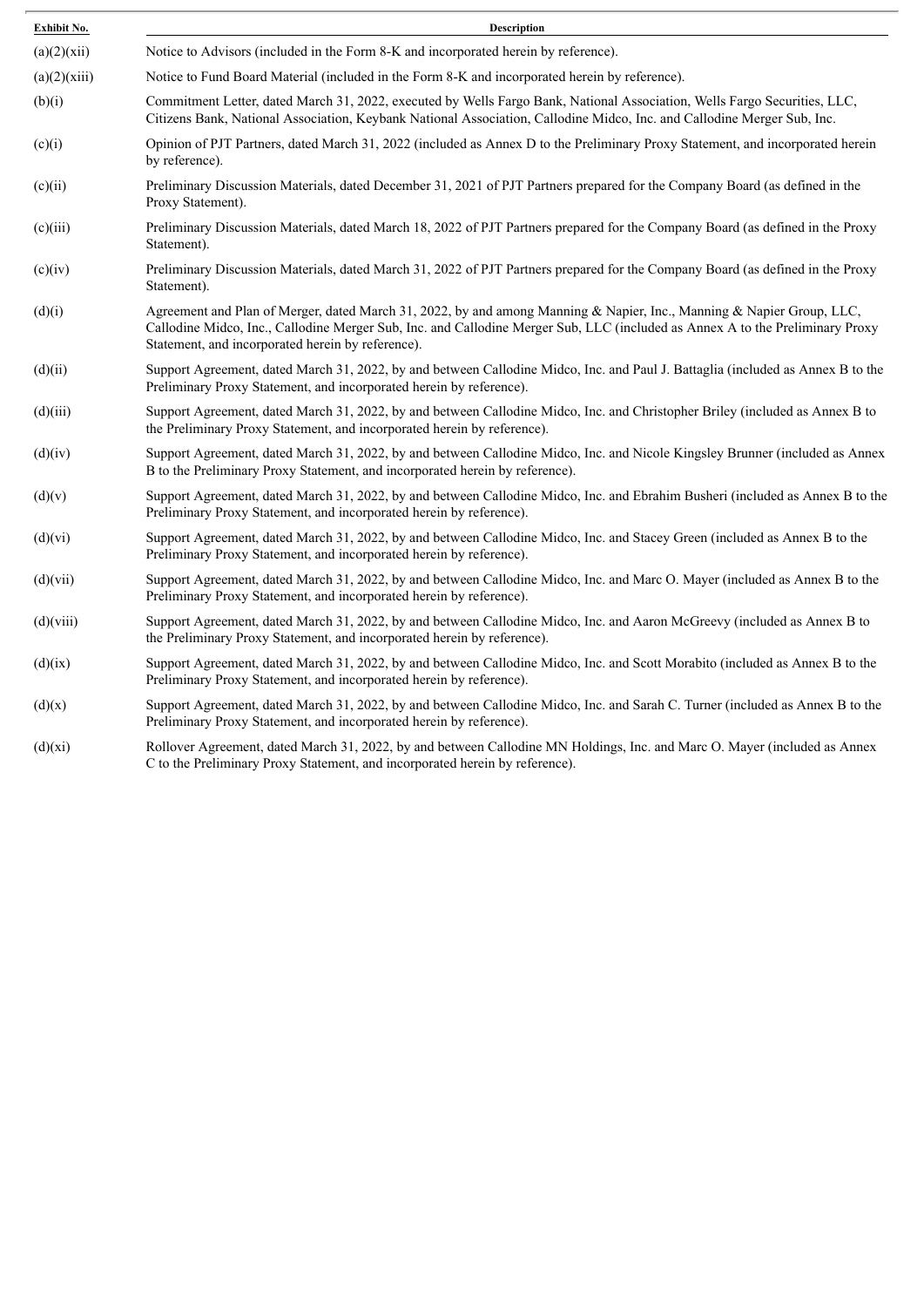| Exhibit No. | Description |
|---|---|
| (a)(2)(xii) | Notice to Advisors (included in the Form 8-K and incorporated herein by reference). |
| (a)(2)(xiii) | Notice to Fund Board Material (included in the Form 8-K and incorporated herein by reference). |
| (b)(i) | Commitment Letter, dated March 31, 2022, executed by Wells Fargo Bank, National Association, Wells Fargo Securities, LLC, Citizens Bank, National Association, Keybank National Association, Callodine Midco, Inc. and Callodine Merger Sub, Inc. |
| (c)(i) | Opinion of PJT Partners, dated March 31, 2022 (included as Annex D to the Preliminary Proxy Statement, and incorporated herein by reference). |
| (c)(ii) | Preliminary Discussion Materials, dated December 31, 2021 of PJT Partners prepared for the Company Board (as defined in the Proxy Statement). |
| (c)(iii) | Preliminary Discussion Materials, dated March 18, 2022 of PJT Partners prepared for the Company Board (as defined in the Proxy Statement). |
| (c)(iv) | Preliminary Discussion Materials, dated March 31, 2022 of PJT Partners prepared for the Company Board (as defined in the Proxy Statement). |
| (d)(i) | Agreement and Plan of Merger, dated March 31, 2022, by and among Manning & Napier, Inc., Manning & Napier Group, LLC, Callodine Midco, Inc., Callodine Merger Sub, Inc. and Callodine Merger Sub, LLC (included as Annex A to the Preliminary Proxy Statement, and incorporated herein by reference). |
| (d)(ii) | Support Agreement, dated March 31, 2022, by and between Callodine Midco, Inc. and Paul J. Battaglia (included as Annex B to the Preliminary Proxy Statement, and incorporated herein by reference). |
| (d)(iii) | Support Agreement, dated March 31, 2022, by and between Callodine Midco, Inc. and Christopher Briley (included as Annex B to the Preliminary Proxy Statement, and incorporated herein by reference). |
| (d)(iv) | Support Agreement, dated March 31, 2022, by and between Callodine Midco, Inc. and Nicole Kingsley Brunner (included as Annex B to the Preliminary Proxy Statement, and incorporated herein by reference). |
| (d)(v) | Support Agreement, dated March 31, 2022, by and between Callodine Midco, Inc. and Ebrahim Busheri (included as Annex B to the Preliminary Proxy Statement, and incorporated herein by reference). |
| (d)(vi) | Support Agreement, dated March 31, 2022, by and between Callodine Midco, Inc. and Stacey Green (included as Annex B to the Preliminary Proxy Statement, and incorporated herein by reference). |
| (d)(vii) | Support Agreement, dated March 31, 2022, by and between Callodine Midco, Inc. and Marc O. Mayer (included as Annex B to the Preliminary Proxy Statement, and incorporated herein by reference). |
| (d)(viii) | Support Agreement, dated March 31, 2022, by and between Callodine Midco, Inc. and Aaron McGreevy (included as Annex B to the Preliminary Proxy Statement, and incorporated herein by reference). |
| (d)(ix) | Support Agreement, dated March 31, 2022, by and between Callodine Midco, Inc. and Scott Morabito (included as Annex B to the Preliminary Proxy Statement, and incorporated herein by reference). |
| (d)(x) | Support Agreement, dated March 31, 2022, by and between Callodine Midco, Inc. and Sarah C. Turner (included as Annex B to the Preliminary Proxy Statement, and incorporated herein by reference). |
| (d)(xi) | Rollover Agreement, dated March 31, 2022, by and between Callodine MN Holdings, Inc. and Marc O. Mayer (included as Annex C to the Preliminary Proxy Statement, and incorporated herein by reference). |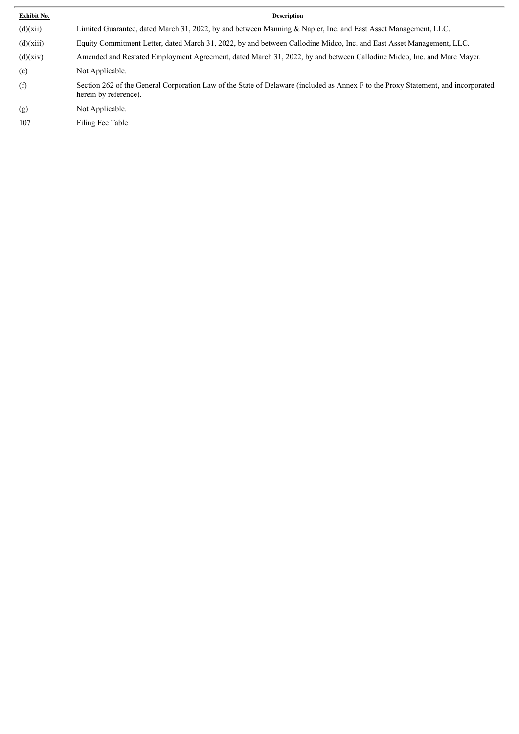| Exhibit No. | Description |
|---|---|
| (d)(xii) | Limited Guarantee, dated March 31, 2022, by and between Manning & Napier, Inc. and East Asset Management, LLC. |
| (d)(xiii) | Equity Commitment Letter, dated March 31, 2022, by and between Callodine Midco, Inc. and East Asset Management, LLC. |
| (d)(xiv) | Amended and Restated Employment Agreement, dated March 31, 2022, by and between Callodine Midco, Inc. and Marc Mayer. |
| (e) | Not Applicable. |
| (f) | Section 262 of the General Corporation Law of the State of Delaware (included as Annex F to the Proxy Statement, and incorporated herein by reference). |
| (g) | Not Applicable. |
| 107 | Filing Fee Table |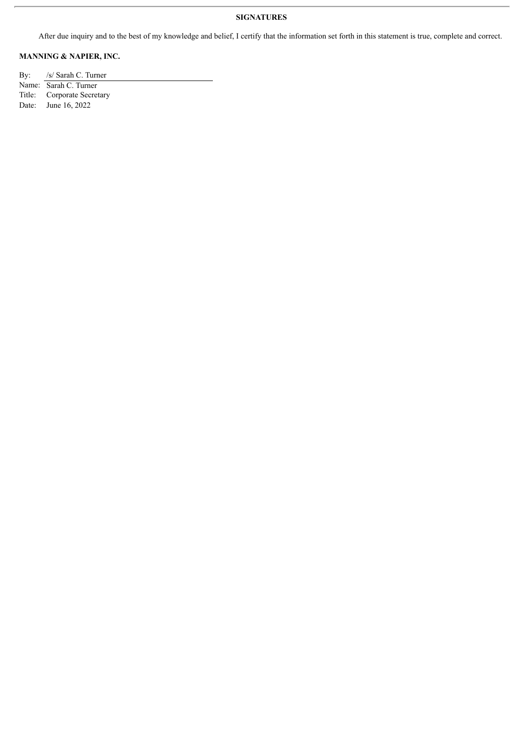## SIGNATURES

After due inquiry and to the best of my knowledge and belief, I certify that the information set forth in this statement is true, complete and correct.

**MANNING & NAPIER, INC.**

By: /s/ Sarah C. Turner
Name: Sarah C. Turner
Title: Corporate Secretary
Date: June 16, 2022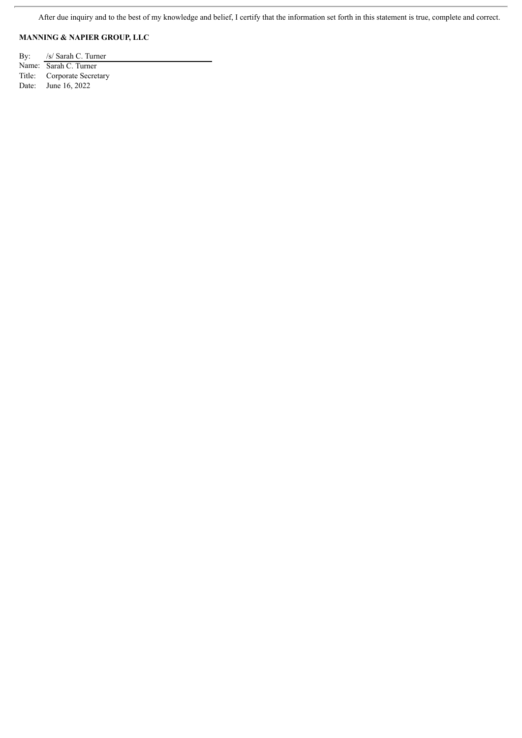After due inquiry and to the best of my knowledge and belief, I certify that the information set forth in this statement is true, complete and correct.

**MANNING & NAPIER GROUP, LLC**

By: /s/ Sarah C. Turner  
Name: Sarah C. Turner  
Title: Corporate Secretary  
Date: June 16, 2022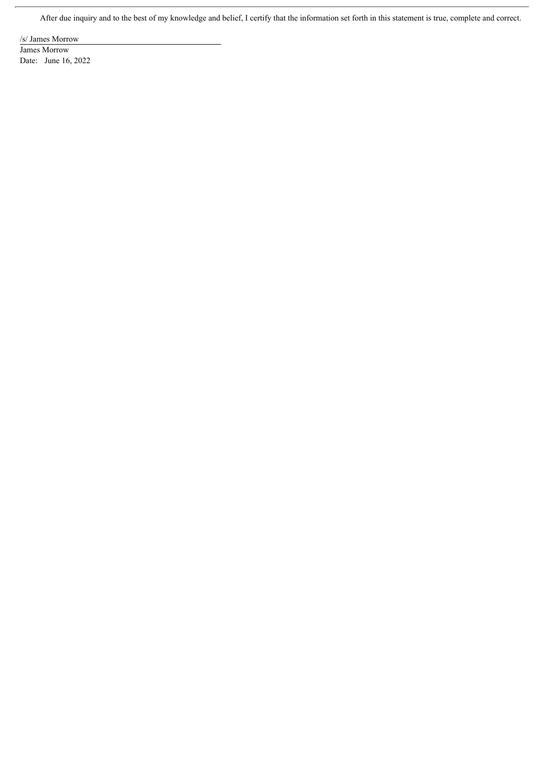After due inquiry and to the best of my knowledge and belief, I certify that the information set forth in this statement is true, complete and correct.

/s/ James Morrow

James Morrow

Date: June 16, 2022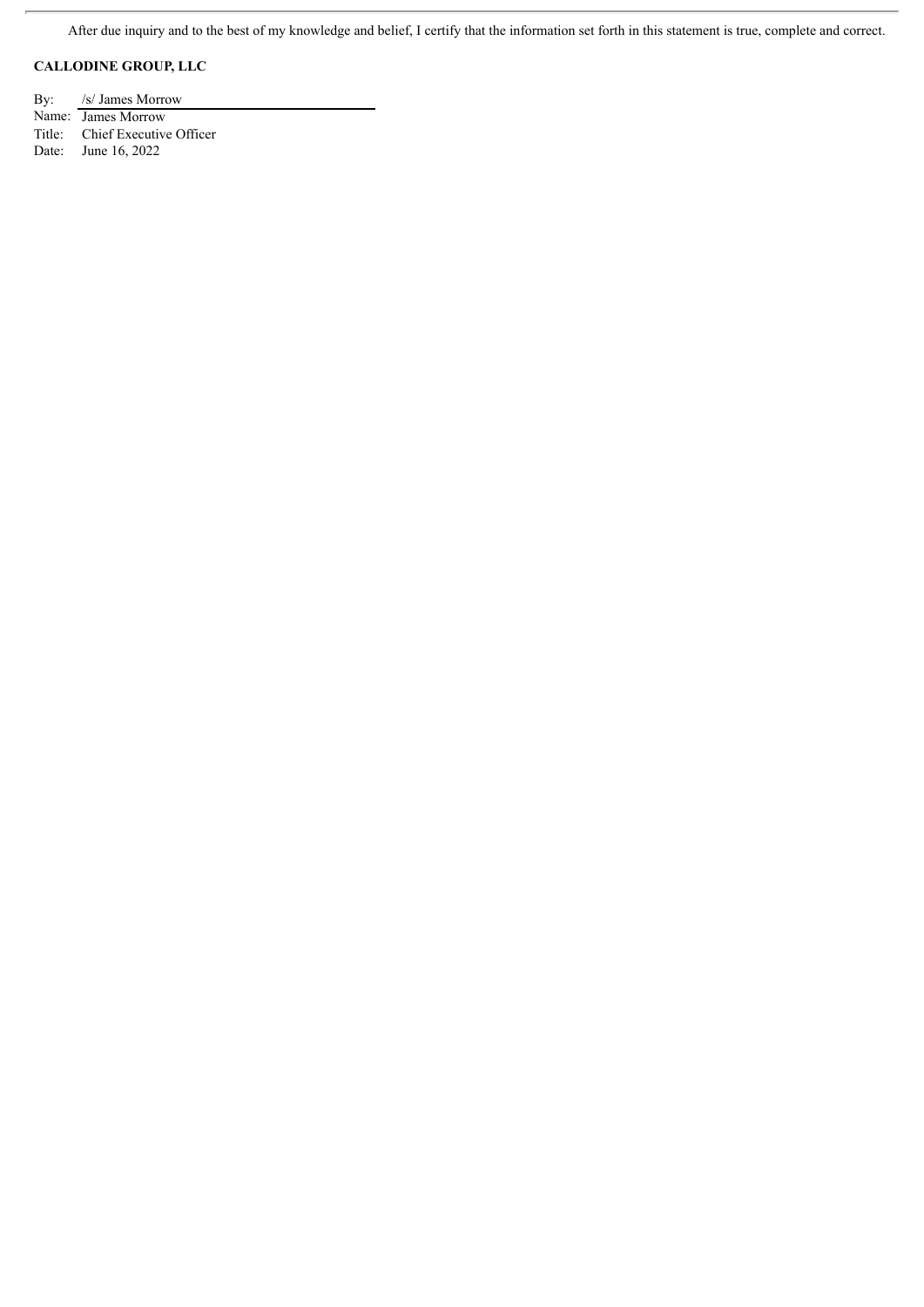After due inquiry and to the best of my knowledge and belief, I certify that the information set forth in this statement is true, complete and correct.

**CALLODINE GROUP, LLC**

By: /s/ James Morrow

Name: James Morrow

Title: Chief Executive Officer

Date: June 16, 2022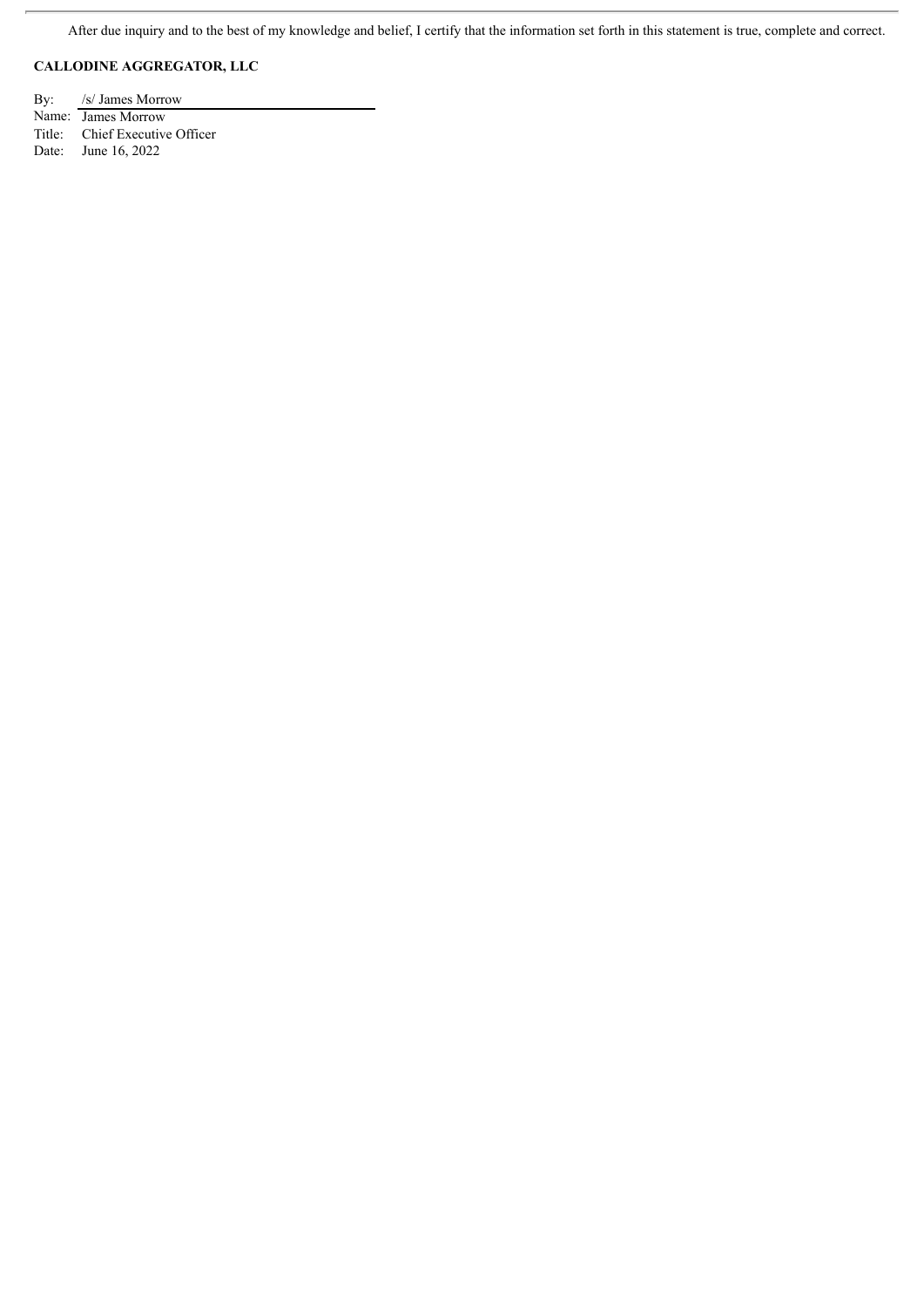After due inquiry and to the best of my knowledge and belief, I certify that the information set forth in this statement is true, complete and correct.

**CALLODINE AGGREGATOR, LLC**

By: /s/ James Morrow
Name: James Morrow
Title: Chief Executive Officer
Date: June 16, 2022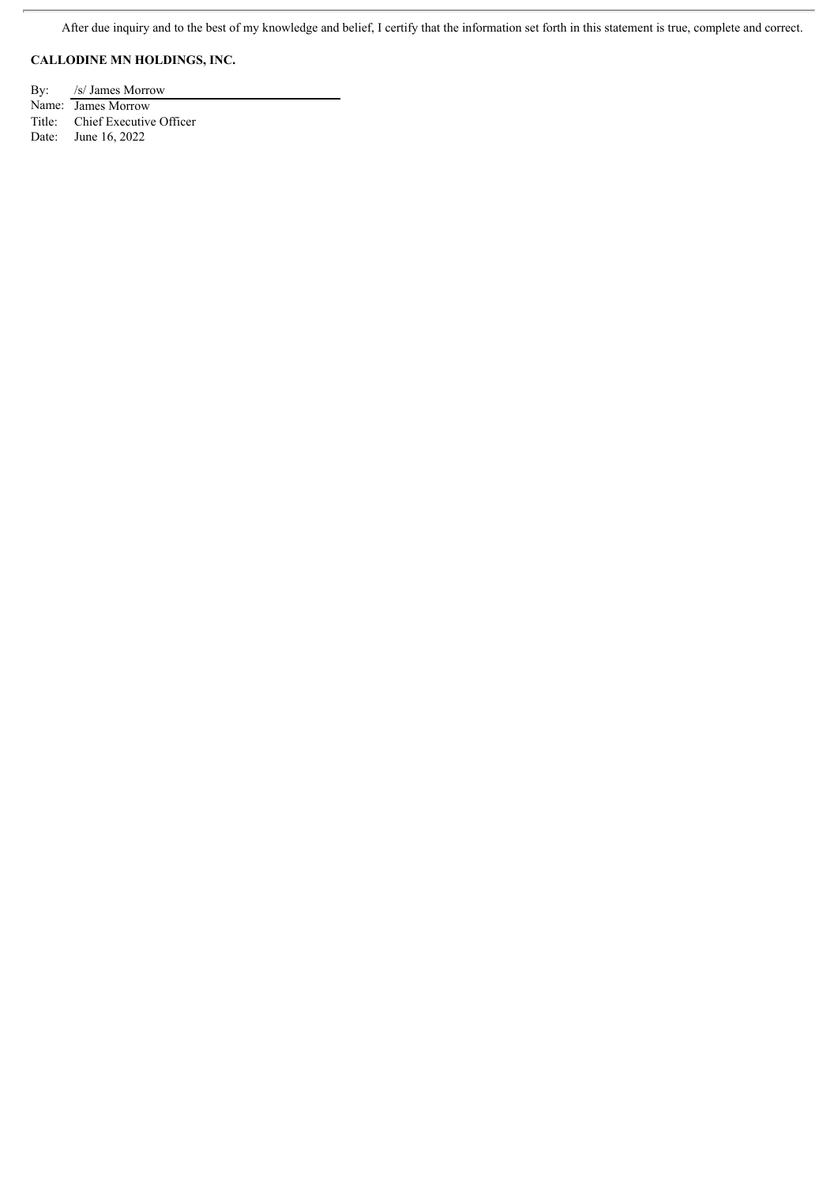After due inquiry and to the best of my knowledge and belief, I certify that the information set forth in this statement is true, complete and correct.

**CALLODINE MN HOLDINGS, INC.**

By: /s/ James Morrow
Name: James Morrow
Title: Chief Executive Officer
Date: June 16, 2022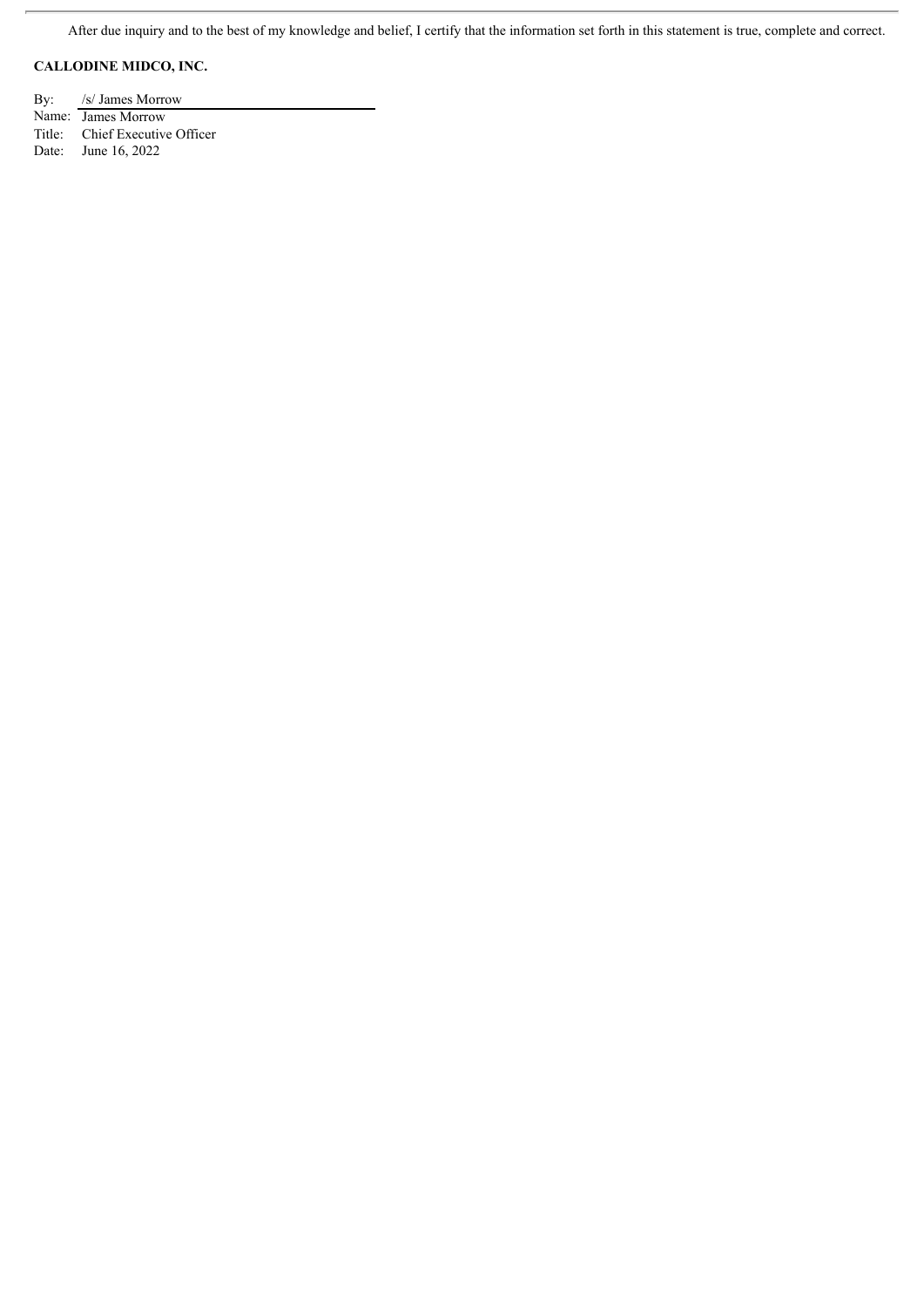After due inquiry and to the best of my knowledge and belief, I certify that the information set forth in this statement is true, complete and correct.

**CALLODINE MIDCO, INC.**

By: /s/ James Morrow
Name: James Morrow
Title: Chief Executive Officer
Date: June 16, 2022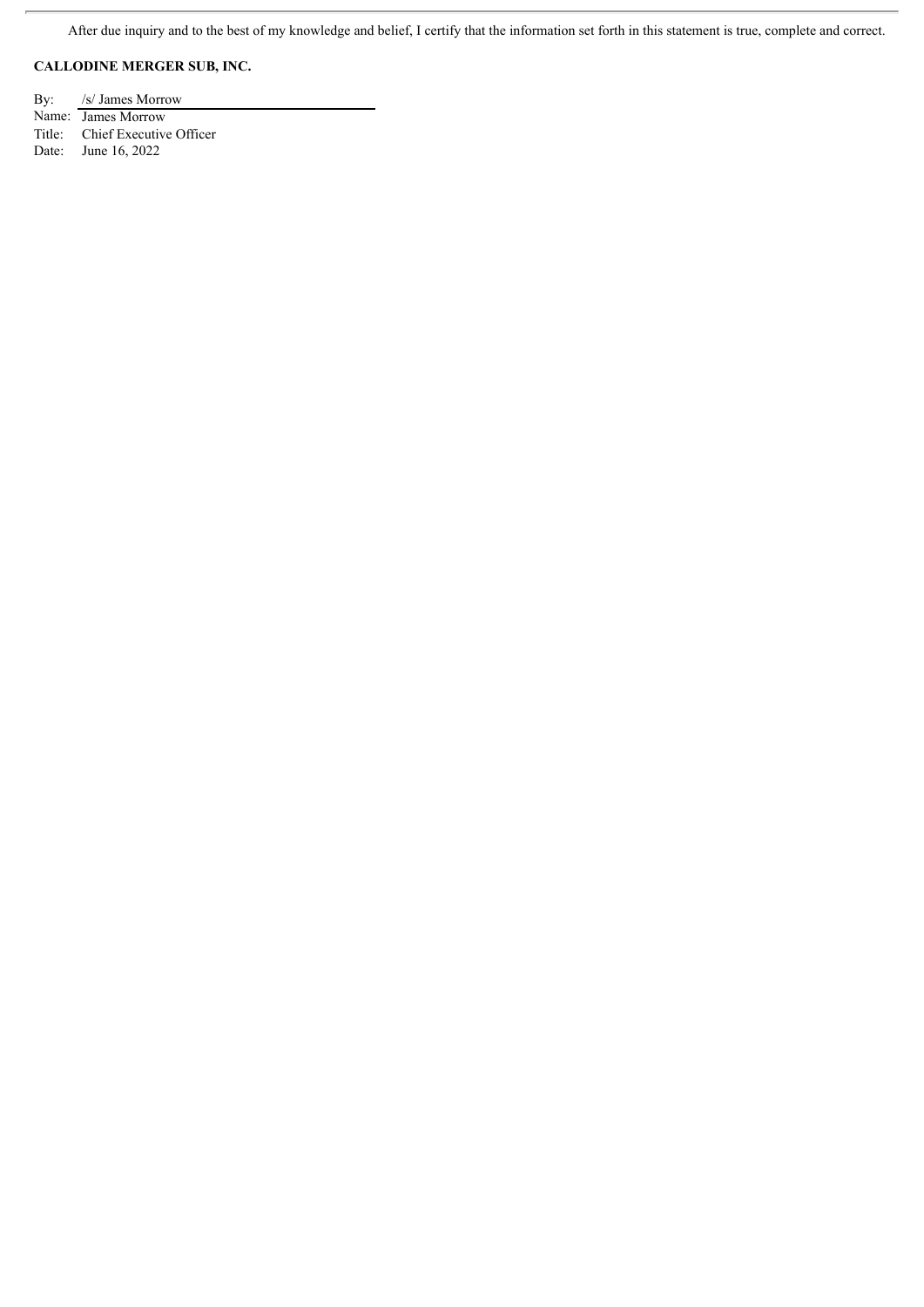After due inquiry and to the best of my knowledge and belief, I certify that the information set forth in this statement is true, complete and correct.

**CALLODINE MERGER SUB, INC.**

By: /s/ James Morrow
Name: James Morrow
Title: Chief Executive Officer
Date: June 16, 2022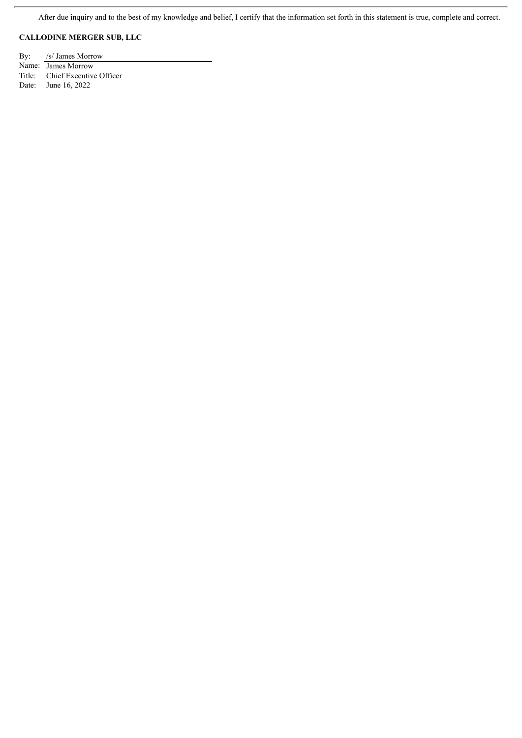After due inquiry and to the best of my knowledge and belief, I certify that the information set forth in this statement is true, complete and correct.

**CALLODINE MERGER SUB, LLC**

By: /s/ James Morrow
Name: James Morrow
Title: Chief Executive Officer
Date: June 16, 2022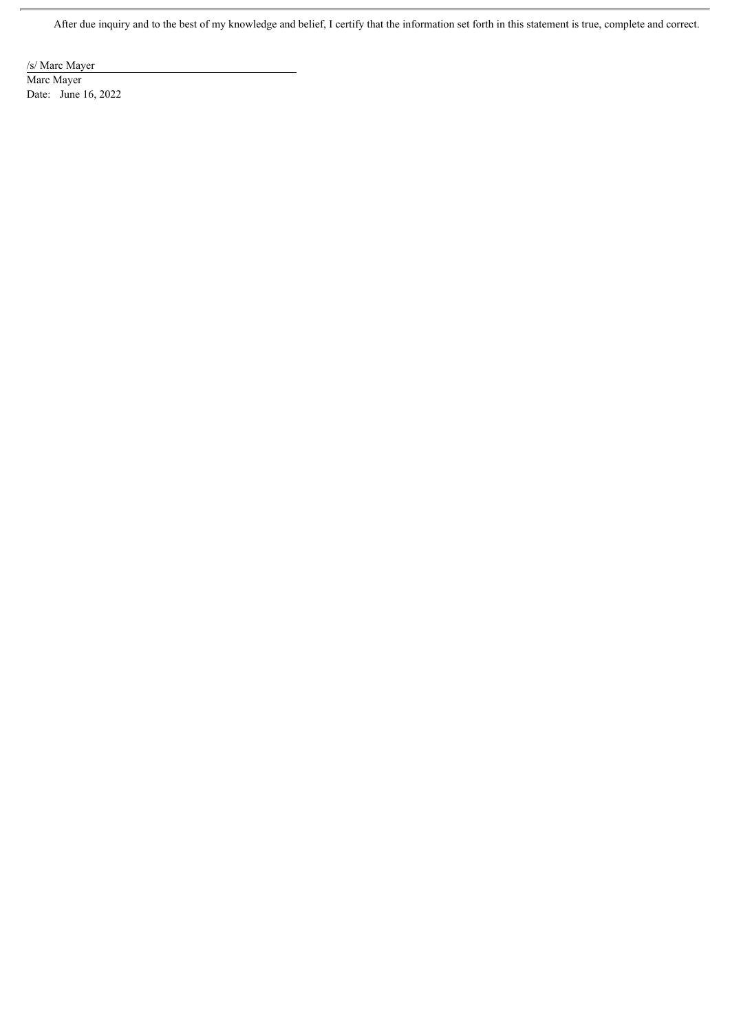After due inquiry and to the best of my knowledge and belief, I certify that the information set forth in this statement is true, complete and correct.

/s/ Marc Mayer

Marc Mayer

Date: June 16, 2022